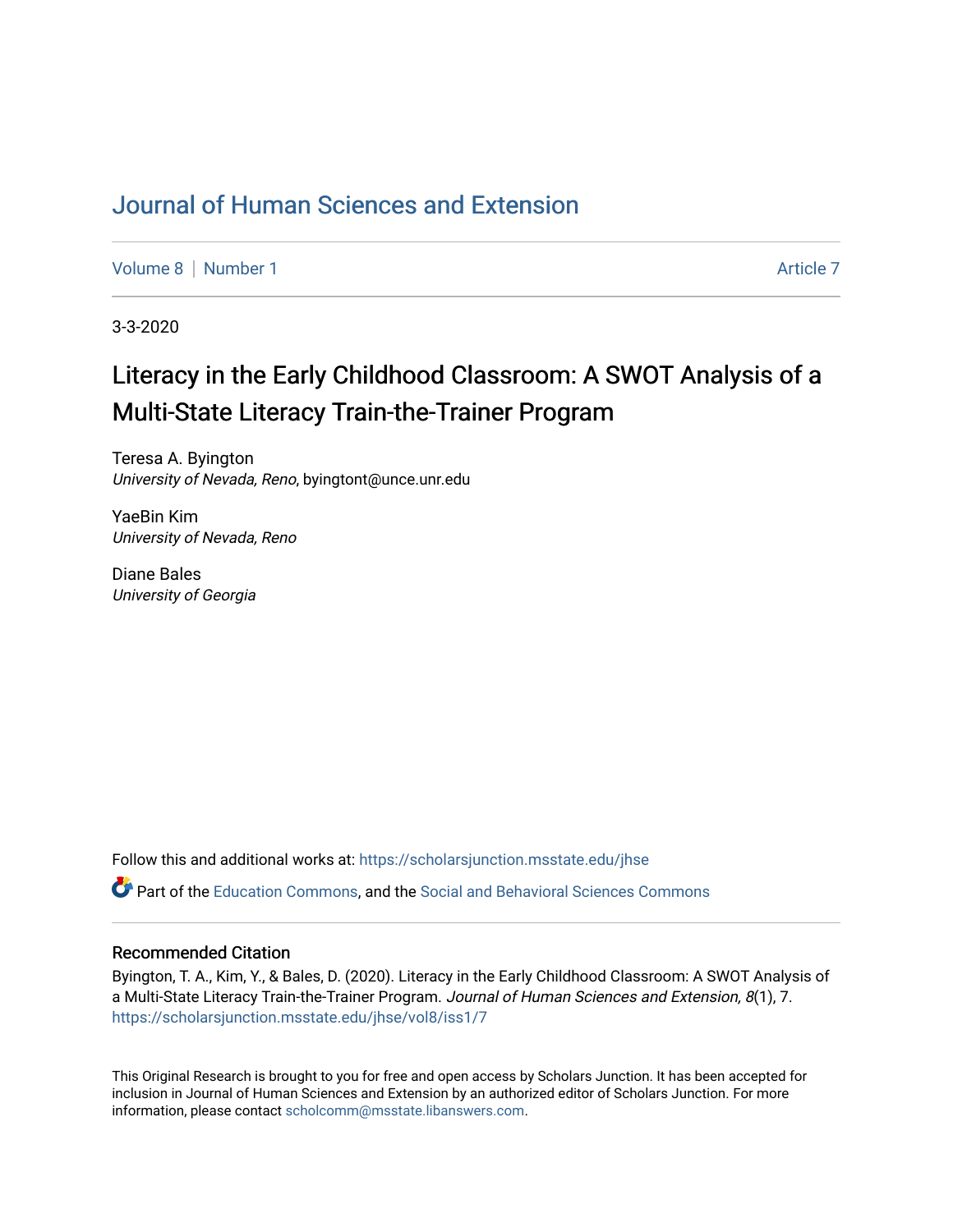# Journal of Human Sciences and Extension

Volume 8 | Number 1 Article 7

3-3-2020

## Literacy in the Early Childhood Classroom: A SWOT Analysis of a Multi-State Literacy Train-the-Trainer Program

Teresa A. Byington
*University of Nevada, Reno*, byingtont@unce.unr.edu

YaeBin Kim
*University of Nevada, Reno*

Diane Bales
*University of Georgia*

Follow this and additional works at: https://scholarsjunction.msstate.edu/jhse

Part of the Education Commons, and the Social and Behavioral Sciences Commons

### Recommended Citation

Byington, T. A., Kim, Y., & Bales, D. (2020). Literacy in the Early Childhood Classroom: A SWOT Analysis of a Multi-State Literacy Train-the-Trainer Program. *Journal of Human Sciences and Extension, 8*(1), 7. https://scholarsjunction.msstate.edu/jhse/vol8/iss1/7

This Original Research is brought to you for free and open access by Scholars Junction. It has been accepted for inclusion in Journal of Human Sciences and Extension by an authorized editor of Scholars Junction. For more information, please contact scholcomm@msstate.libanswers.com.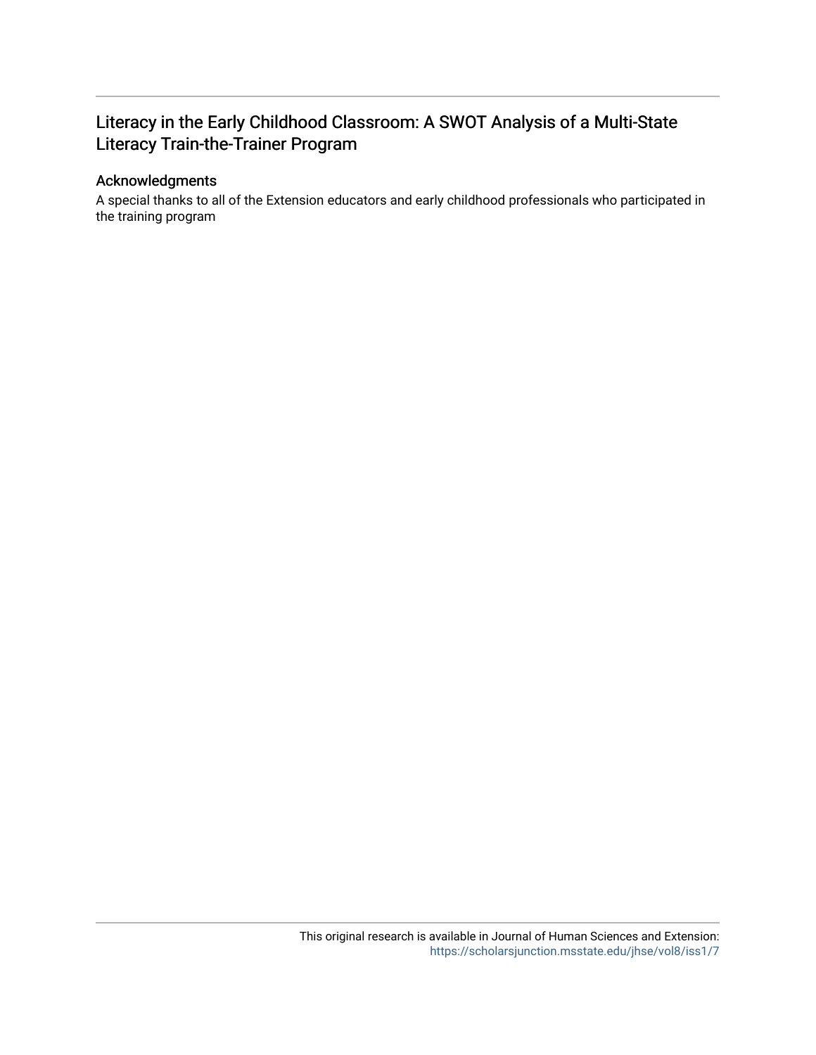# Literacy in the Early Childhood Classroom: A SWOT Analysis of a Multi-State Literacy Train-the-Trainer Program

## Acknowledgments

A special thanks to all of the Extension educators and early childhood professionals who participated in the training program

This original research is available in Journal of Human Sciences and Extension: https://scholarsjunction.msstate.edu/jhse/vol8/iss1/7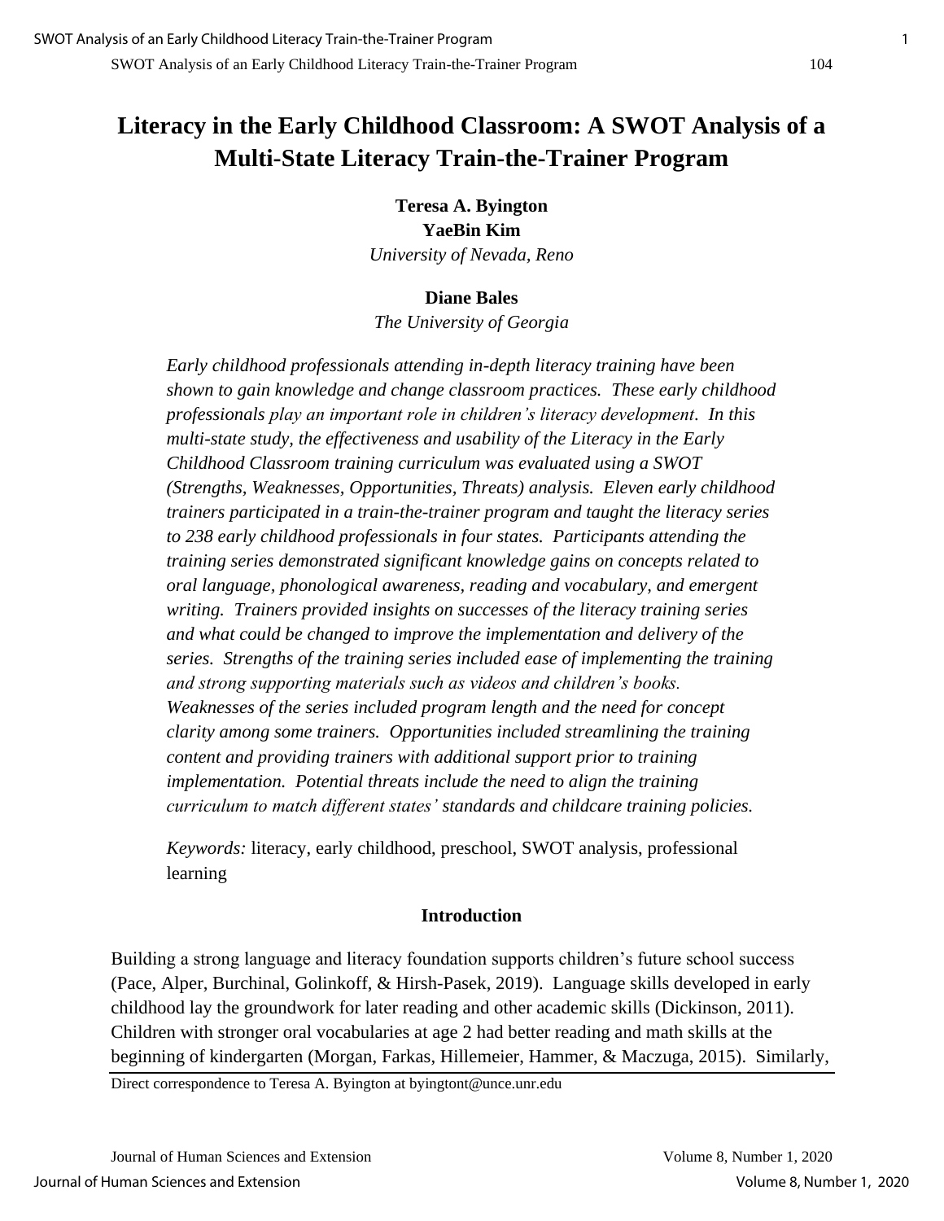# Literacy in the Early Childhood Classroom: A SWOT Analysis of a Multi-State Literacy Train-the-Trainer Program

**Teresa A. Byington**
**YaeBin Kim**
*University of Nevada, Reno*

**Diane Bales**
*The University of Georgia*

*Early childhood professionals attending in-depth literacy training have been shown to gain knowledge and change classroom practices. These early childhood professionals play an important role in children's literacy development. In this multi-state study, the effectiveness and usability of the Literacy in the Early Childhood Classroom training curriculum was evaluated using a SWOT (Strengths, Weaknesses, Opportunities, Threats) analysis. Eleven early childhood trainers participated in a train-the-trainer program and taught the literacy series to 238 early childhood professionals in four states. Participants attending the training series demonstrated significant knowledge gains on concepts related to oral language, phonological awareness, reading and vocabulary, and emergent writing. Trainers provided insights on successes of the literacy training series and what could be changed to improve the implementation and delivery of the series. Strengths of the training series included ease of implementing the training and strong supporting materials such as videos and children's books. Weaknesses of the series included program length and the need for concept clarity among some trainers. Opportunities included streamlining the training content and providing trainers with additional support prior to training implementation. Potential threats include the need to align the training curriculum to match different states' standards and childcare training policies.*

*Keywords:* literacy, early childhood, preschool, SWOT analysis, professional learning

## Introduction

Building a strong language and literacy foundation supports children's future school success (Pace, Alper, Burchinal, Golinkoff, & Hirsh-Pasek, 2019). Language skills developed in early childhood lay the groundwork for later reading and other academic skills (Dickinson, 2011). Children with stronger oral vocabularies at age 2 had better reading and math skills at the beginning of kindergarten (Morgan, Farkas, Hillemeier, Hammer, & Maczuga, 2015). Similarly,

Direct correspondence to Teresa A. Byington at byingtont@unce.unr.edu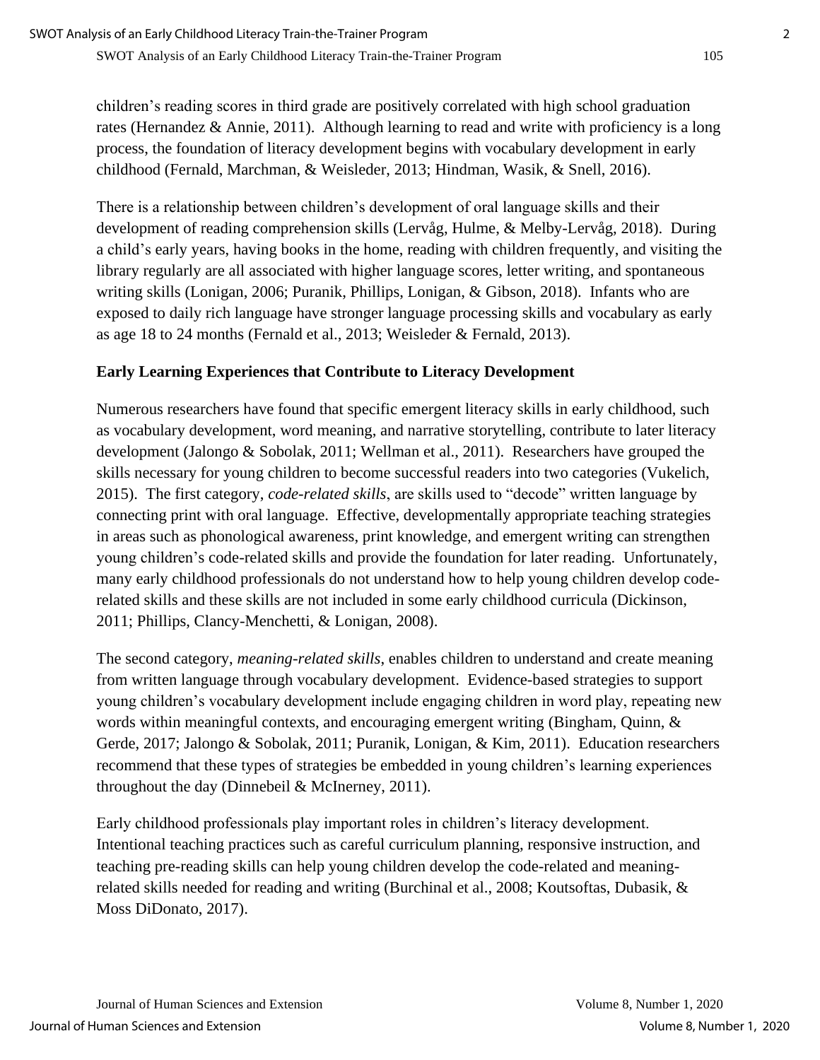children's reading scores in third grade are positively correlated with high school graduation rates (Hernandez & Annie, 2011). Although learning to read and write with proficiency is a long process, the foundation of literacy development begins with vocabulary development in early childhood (Fernald, Marchman, & Weisleder, 2013; Hindman, Wasik, & Snell, 2016).

There is a relationship between children's development of oral language skills and their development of reading comprehension skills (Lervåg, Hulme, & Melby-Lervåg, 2018). During a child's early years, having books in the home, reading with children frequently, and visiting the library regularly are all associated with higher language scores, letter writing, and spontaneous writing skills (Lonigan, 2006; Puranik, Phillips, Lonigan, & Gibson, 2018). Infants who are exposed to daily rich language have stronger language processing skills and vocabulary as early as age 18 to 24 months (Fernald et al., 2013; Weisleder & Fernald, 2013).

### Early Learning Experiences that Contribute to Literacy Development

Numerous researchers have found that specific emergent literacy skills in early childhood, such as vocabulary development, word meaning, and narrative storytelling, contribute to later literacy development (Jalongo & Sobolak, 2011; Wellman et al., 2011). Researchers have grouped the skills necessary for young children to become successful readers into two categories (Vukelich, 2015). The first category, *code-related skills*, are skills used to "decode" written language by connecting print with oral language. Effective, developmentally appropriate teaching strategies in areas such as phonological awareness, print knowledge, and emergent writing can strengthen young children's code-related skills and provide the foundation for later reading. Unfortunately, many early childhood professionals do not understand how to help young children develop code-related skills and these skills are not included in some early childhood curricula (Dickinson, 2011; Phillips, Clancy-Menchetti, & Lonigan, 2008).

The second category, *meaning-related skills*, enables children to understand and create meaning from written language through vocabulary development. Evidence-based strategies to support young children's vocabulary development include engaging children in word play, repeating new words within meaningful contexts, and encouraging emergent writing (Bingham, Quinn, & Gerde, 2017; Jalongo & Sobolak, 2011; Puranik, Lonigan, & Kim, 2011). Education researchers recommend that these types of strategies be embedded in young children's learning experiences throughout the day (Dinnebeil & McInerney, 2011).

Early childhood professionals play important roles in children's literacy development. Intentional teaching practices such as careful curriculum planning, responsive instruction, and teaching pre-reading skills can help young children develop the code-related and meaning-related skills needed for reading and writing (Burchinal et al., 2008; Koutsoftas, Dubasik, & Moss DiDonato, 2017).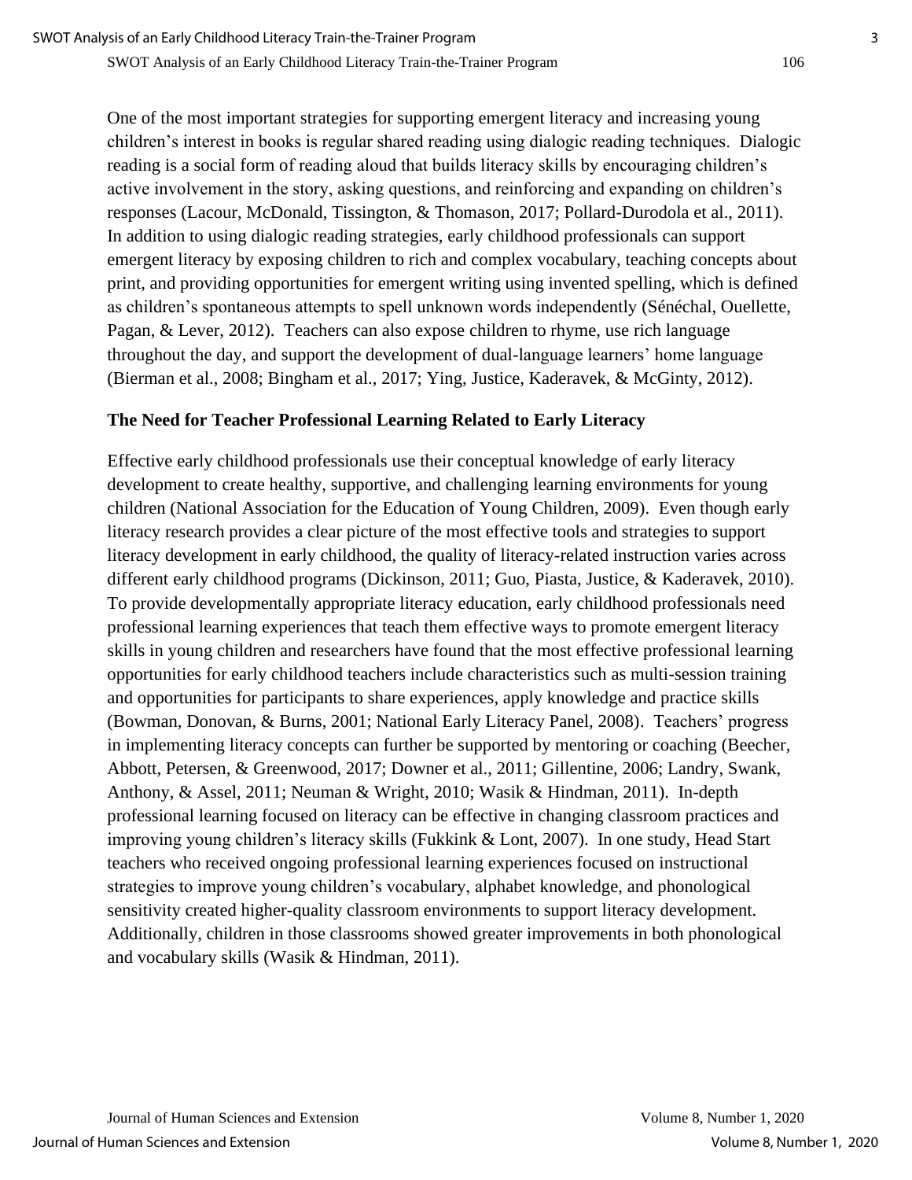One of the most important strategies for supporting emergent literacy and increasing young children's interest in books is regular shared reading using dialogic reading techniques. Dialogic reading is a social form of reading aloud that builds literacy skills by encouraging children's active involvement in the story, asking questions, and reinforcing and expanding on children's responses (Lacour, McDonald, Tissington, & Thomason, 2017; Pollard-Durodola et al., 2011). In addition to using dialogic reading strategies, early childhood professionals can support emergent literacy by exposing children to rich and complex vocabulary, teaching concepts about print, and providing opportunities for emergent writing using invented spelling, which is defined as children's spontaneous attempts to spell unknown words independently (Sénéchal, Ouellette, Pagan, & Lever, 2012). Teachers can also expose children to rhyme, use rich language throughout the day, and support the development of dual-language learners' home language (Bierman et al., 2008; Bingham et al., 2017; Ying, Justice, Kaderavek, & McGinty, 2012).

## The Need for Teacher Professional Learning Related to Early Literacy

Effective early childhood professionals use their conceptual knowledge of early literacy development to create healthy, supportive, and challenging learning environments for young children (National Association for the Education of Young Children, 2009). Even though early literacy research provides a clear picture of the most effective tools and strategies to support literacy development in early childhood, the quality of literacy-related instruction varies across different early childhood programs (Dickinson, 2011; Guo, Piasta, Justice, & Kaderavek, 2010). To provide developmentally appropriate literacy education, early childhood professionals need professional learning experiences that teach them effective ways to promote emergent literacy skills in young children and researchers have found that the most effective professional learning opportunities for early childhood teachers include characteristics such as multi-session training and opportunities for participants to share experiences, apply knowledge and practice skills (Bowman, Donovan, & Burns, 2001; National Early Literacy Panel, 2008). Teachers' progress in implementing literacy concepts can further be supported by mentoring or coaching (Beecher, Abbott, Petersen, & Greenwood, 2017; Downer et al., 2011; Gillentine, 2006; Landry, Swank, Anthony, & Assel, 2011; Neuman & Wright, 2010; Wasik & Hindman, 2011). In-depth professional learning focused on literacy can be effective in changing classroom practices and improving young children's literacy skills (Fukkink & Lont, 2007). In one study, Head Start teachers who received ongoing professional learning experiences focused on instructional strategies to improve young children's vocabulary, alphabet knowledge, and phonological sensitivity created higher-quality classroom environments to support literacy development. Additionally, children in those classrooms showed greater improvements in both phonological and vocabulary skills (Wasik & Hindman, 2011).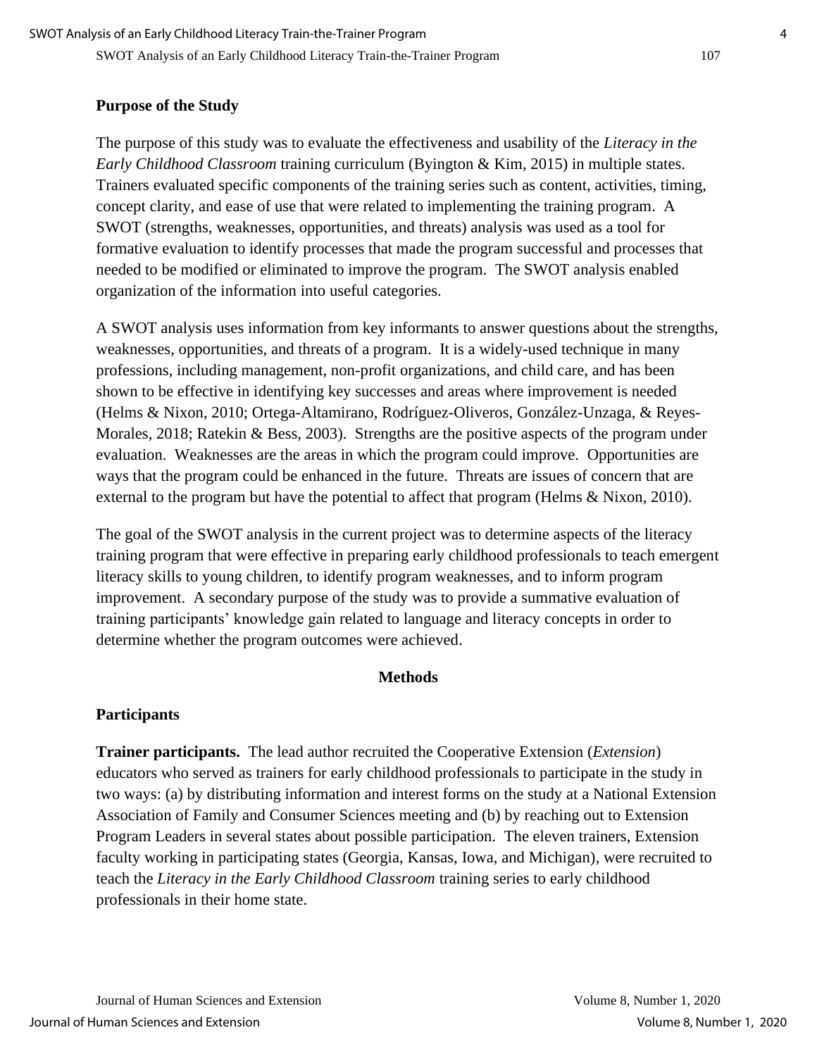## Purpose of the Study

The purpose of this study was to evaluate the effectiveness and usability of the *Literacy in the Early Childhood Classroom* training curriculum (Byington & Kim, 2015) in multiple states. Trainers evaluated specific components of the training series such as content, activities, timing, concept clarity, and ease of use that were related to implementing the training program. A SWOT (strengths, weaknesses, opportunities, and threats) analysis was used as a tool for formative evaluation to identify processes that made the program successful and processes that needed to be modified or eliminated to improve the program. The SWOT analysis enabled organization of the information into useful categories.

A SWOT analysis uses information from key informants to answer questions about the strengths, weaknesses, opportunities, and threats of a program. It is a widely-used technique in many professions, including management, non-profit organizations, and child care, and has been shown to be effective in identifying key successes and areas where improvement is needed (Helms & Nixon, 2010; Ortega-Altamirano, Rodríguez-Oliveros, González-Unzaga, & Reyes-Morales, 2018; Ratekin & Bess, 2003). Strengths are the positive aspects of the program under evaluation. Weaknesses are the areas in which the program could improve. Opportunities are ways that the program could be enhanced in the future. Threats are issues of concern that are external to the program but have the potential to affect that program (Helms & Nixon, 2010).

The goal of the SWOT analysis in the current project was to determine aspects of the literacy training program that were effective in preparing early childhood professionals to teach emergent literacy skills to young children, to identify program weaknesses, and to inform program improvement. A secondary purpose of the study was to provide a summative evaluation of training participants' knowledge gain related to language and literacy concepts in order to determine whether the program outcomes were achieved.

# Methods

## Participants

**Trainer participants.** The lead author recruited the Cooperative Extension (*Extension*) educators who served as trainers for early childhood professionals to participate in the study in two ways: (a) by distributing information and interest forms on the study at a National Extension Association of Family and Consumer Sciences meeting and (b) by reaching out to Extension Program Leaders in several states about possible participation. The eleven trainers, Extension faculty working in participating states (Georgia, Kansas, Iowa, and Michigan), were recruited to teach the *Literacy in the Early Childhood Classroom* training series to early childhood professionals in their home state.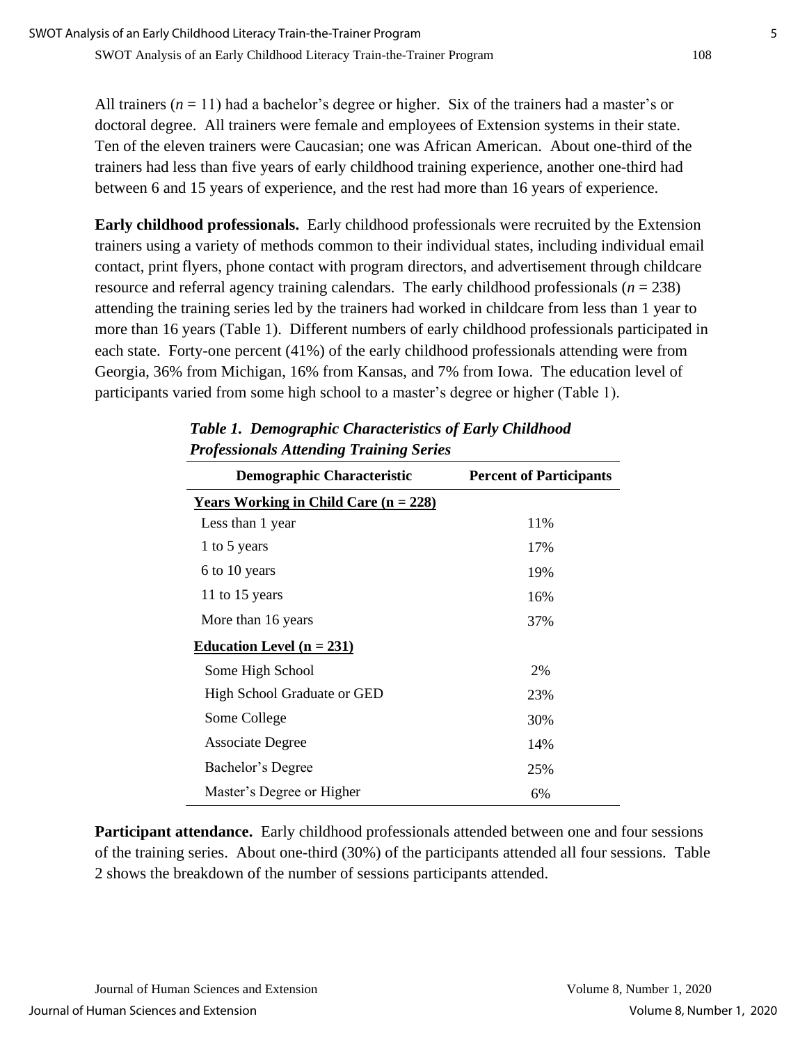All trainers ($n$ = 11) had a bachelor's degree or higher. Six of the trainers had a master's or doctoral degree. All trainers were female and employees of Extension systems in their state. Ten of the eleven trainers were Caucasian; one was African American. About one-third of the trainers had less than five years of early childhood training experience, another one-third had between 6 and 15 years of experience, and the rest had more than 16 years of experience.

**Early childhood professionals.** Early childhood professionals were recruited by the Extension trainers using a variety of methods common to their individual states, including individual email contact, print flyers, phone contact with program directors, and advertisement through childcare resource and referral agency training calendars. The early childhood professionals ($n$ = 238) attending the training series led by the trainers had worked in childcare from less than 1 year to more than 16 years (Table 1). Different numbers of early childhood professionals participated in each state. Forty-one percent (41%) of the early childhood professionals attending were from Georgia, 36% from Michigan, 16% from Kansas, and 7% from Iowa. The education level of participants varied from some high school to a master's degree or higher (Table 1).

***Table 1. Demographic Characteristics of Early Childhood Professionals Attending Training Series***

| Demographic Characteristic | Percent of Participants |
|---|---|
| **Years Working in Child Care (n = 228)** | |
| Less than 1 year | 11% |
| 1 to 5 years | 17% |
| 6 to 10 years | 19% |
| 11 to 15 years | 16% |
| More than 16 years | 37% |
| **Education Level (n = 231)** | |
| Some High School | 2% |
| High School Graduate or GED | 23% |
| Some College | 30% |
| Associate Degree | 14% |
| Bachelor's Degree | 25% |
| Master's Degree or Higher | 6% |

**Participant attendance.** Early childhood professionals attended between one and four sessions of the training series. About one-third (30%) of the participants attended all four sessions. Table 2 shows the breakdown of the number of sessions participants attended.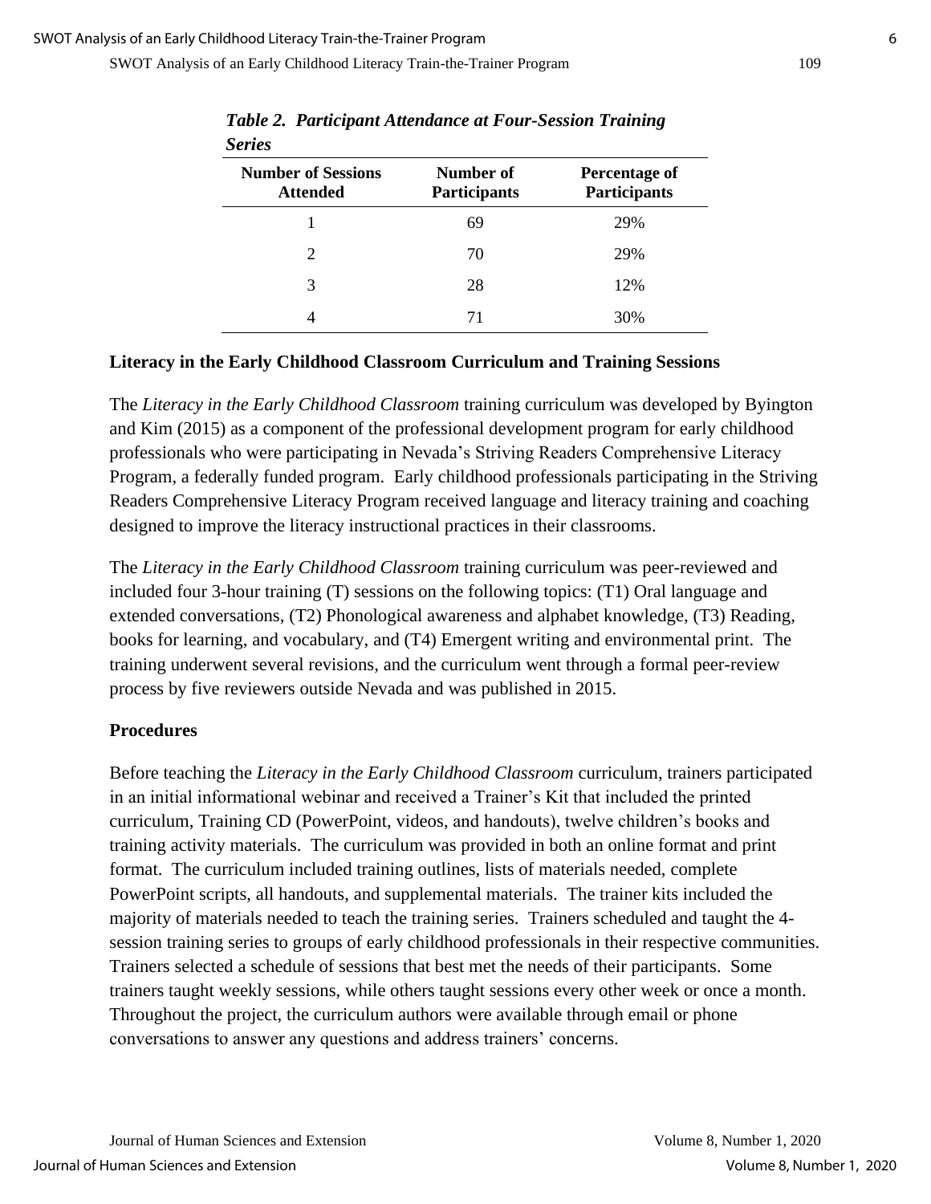*Table 2. Participant Attendance at Four-Session Training Series*

| Number of Sessions Attended | Number of Participants | Percentage of Participants |
|---|---|---|
| 1 | 69 | 29% |
| 2 | 70 | 29% |
| 3 | 28 | 12% |
| 4 | 71 | 30% |

### Literacy in the Early Childhood Classroom Curriculum and Training Sessions

The *Literacy in the Early Childhood Classroom* training curriculum was developed by Byington and Kim (2015) as a component of the professional development program for early childhood professionals who were participating in Nevada's Striving Readers Comprehensive Literacy Program, a federally funded program. Early childhood professionals participating in the Striving Readers Comprehensive Literacy Program received language and literacy training and coaching designed to improve the literacy instructional practices in their classrooms.

The *Literacy in the Early Childhood Classroom* training curriculum was peer-reviewed and included four 3-hour training (T) sessions on the following topics: (T1) Oral language and extended conversations, (T2) Phonological awareness and alphabet knowledge, (T3) Reading, books for learning, and vocabulary, and (T4) Emergent writing and environmental print. The training underwent several revisions, and the curriculum went through a formal peer-review process by five reviewers outside Nevada and was published in 2015.

### Procedures

Before teaching the *Literacy in the Early Childhood Classroom* curriculum, trainers participated in an initial informational webinar and received a Trainer's Kit that included the printed curriculum, Training CD (PowerPoint, videos, and handouts), twelve children's books and training activity materials. The curriculum was provided in both an online format and print format. The curriculum included training outlines, lists of materials needed, complete PowerPoint scripts, all handouts, and supplemental materials. The trainer kits included the majority of materials needed to teach the training series. Trainers scheduled and taught the 4-session training series to groups of early childhood professionals in their respective communities. Trainers selected a schedule of sessions that best met the needs of their participants. Some trainers taught weekly sessions, while others taught sessions every other week or once a month. Throughout the project, the curriculum authors were available through email or phone conversations to answer any questions and address trainers' concerns.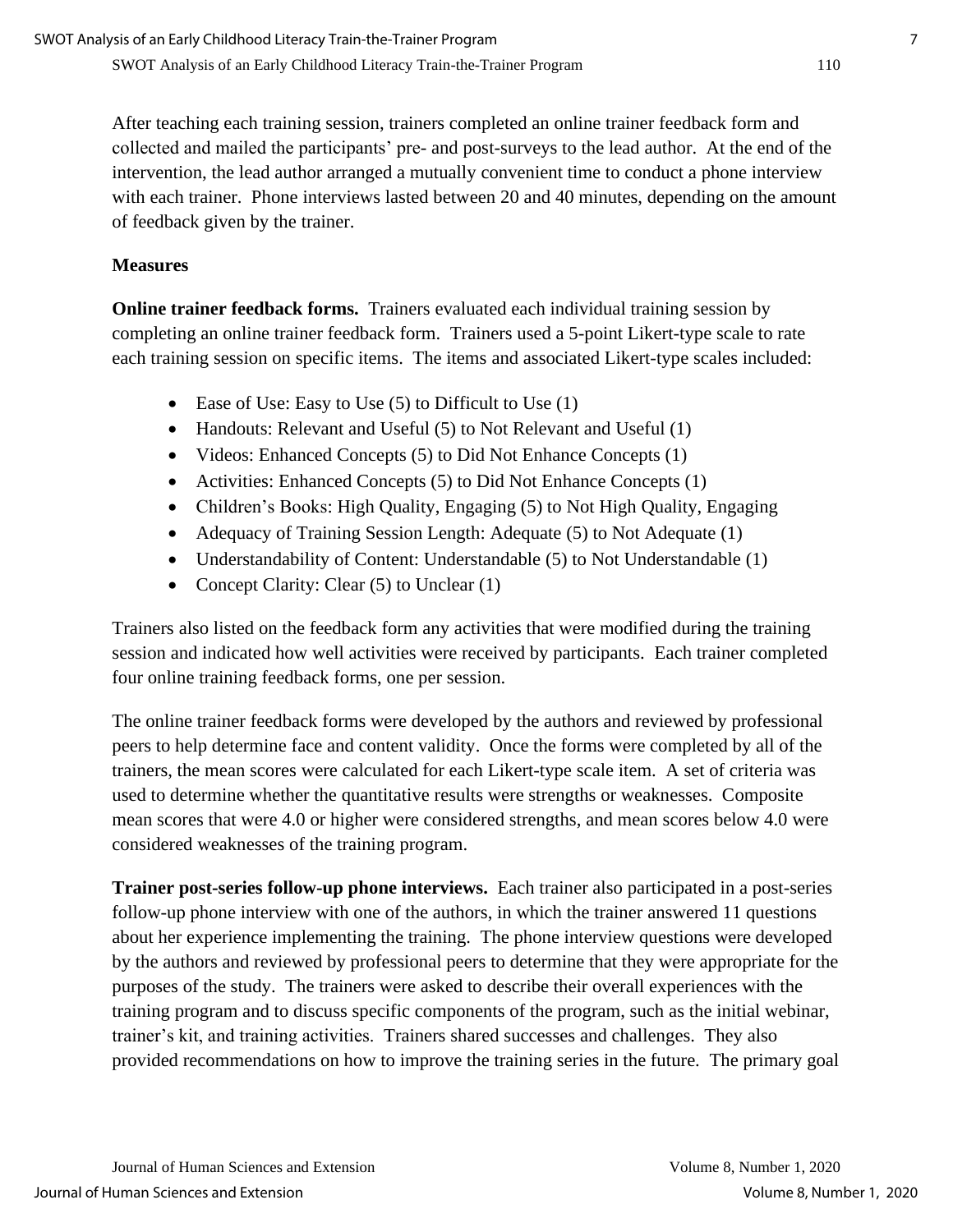After teaching each training session, trainers completed an online trainer feedback form and collected and mailed the participants' pre- and post-surveys to the lead author. At the end of the intervention, the lead author arranged a mutually convenient time to conduct a phone interview with each trainer. Phone interviews lasted between 20 and 40 minutes, depending on the amount of feedback given by the trainer.

**Measures**

**Online trainer feedback forms.** Trainers evaluated each individual training session by completing an online trainer feedback form. Trainers used a 5-point Likert-type scale to rate each training session on specific items. The items and associated Likert-type scales included:

- Ease of Use: Easy to Use (5) to Difficult to Use (1)
- Handouts: Relevant and Useful (5) to Not Relevant and Useful (1)
- Videos: Enhanced Concepts (5) to Did Not Enhance Concepts (1)
- Activities: Enhanced Concepts (5) to Did Not Enhance Concepts (1)
- Children's Books: High Quality, Engaging (5) to Not High Quality, Engaging
- Adequacy of Training Session Length: Adequate (5) to Not Adequate (1)
- Understandability of Content: Understandable (5) to Not Understandable (1)
- Concept Clarity: Clear (5) to Unclear (1)

Trainers also listed on the feedback form any activities that were modified during the training session and indicated how well activities were received by participants. Each trainer completed four online training feedback forms, one per session.

The online trainer feedback forms were developed by the authors and reviewed by professional peers to help determine face and content validity. Once the forms were completed by all of the trainers, the mean scores were calculated for each Likert-type scale item. A set of criteria was used to determine whether the quantitative results were strengths or weaknesses. Composite mean scores that were 4.0 or higher were considered strengths, and mean scores below 4.0 were considered weaknesses of the training program.

**Trainer post-series follow-up phone interviews.** Each trainer also participated in a post-series follow-up phone interview with one of the authors, in which the trainer answered 11 questions about her experience implementing the training. The phone interview questions were developed by the authors and reviewed by professional peers to determine that they were appropriate for the purposes of the study. The trainers were asked to describe their overall experiences with the training program and to discuss specific components of the program, such as the initial webinar, trainer's kit, and training activities. Trainers shared successes and challenges. They also provided recommendations on how to improve the training series in the future. The primary goal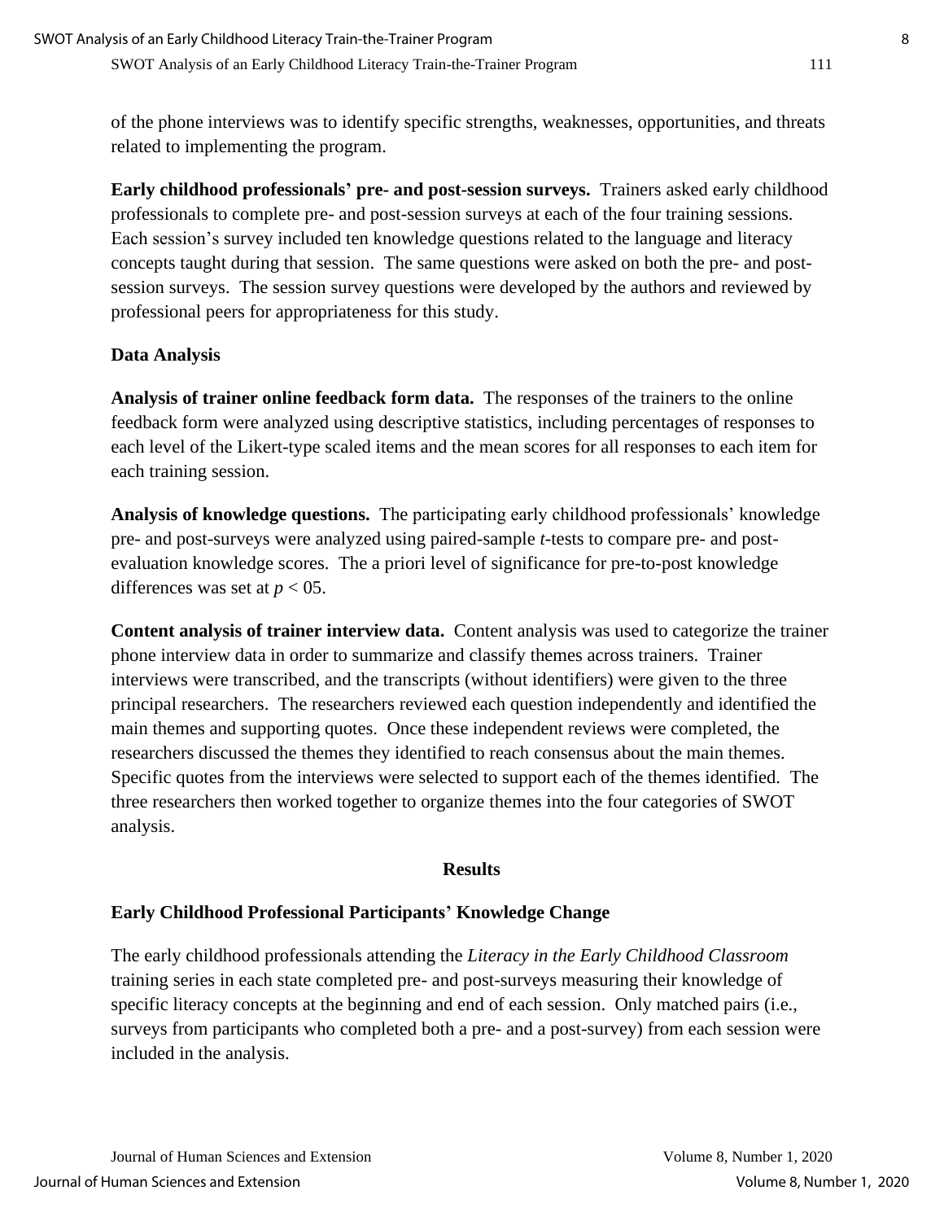of the phone interviews was to identify specific strengths, weaknesses, opportunities, and threats related to implementing the program.

**Early childhood professionals' pre- and post-session surveys.** Trainers asked early childhood professionals to complete pre- and post-session surveys at each of the four training sessions. Each session's survey included ten knowledge questions related to the language and literacy concepts taught during that session. The same questions were asked on both the pre- and post-session surveys. The session survey questions were developed by the authors and reviewed by professional peers for appropriateness for this study.

### Data Analysis

**Analysis of trainer online feedback form data.** The responses of the trainers to the online feedback form were analyzed using descriptive statistics, including percentages of responses to each level of the Likert-type scaled items and the mean scores for all responses to each item for each training session.

**Analysis of knowledge questions.** The participating early childhood professionals' knowledge pre- and post-surveys were analyzed using paired-sample *t*-tests to compare pre- and post-evaluation knowledge scores. The a priori level of significance for pre-to-post knowledge differences was set at $p$ < 05.

**Content analysis of trainer interview data.** Content analysis was used to categorize the trainer phone interview data in order to summarize and classify themes across trainers. Trainer interviews were transcribed, and the transcripts (without identifiers) were given to the three principal researchers. The researchers reviewed each question independently and identified the main themes and supporting quotes. Once these independent reviews were completed, the researchers discussed the themes they identified to reach consensus about the main themes. Specific quotes from the interviews were selected to support each of the themes identified. The three researchers then worked together to organize themes into the four categories of SWOT analysis.

## Results

### Early Childhood Professional Participants' Knowledge Change

The early childhood professionals attending the *Literacy in the Early Childhood Classroom* training series in each state completed pre- and post-surveys measuring their knowledge of specific literacy concepts at the beginning and end of each session. Only matched pairs (i.e., surveys from participants who completed both a pre- and a post-survey) from each session were included in the analysis.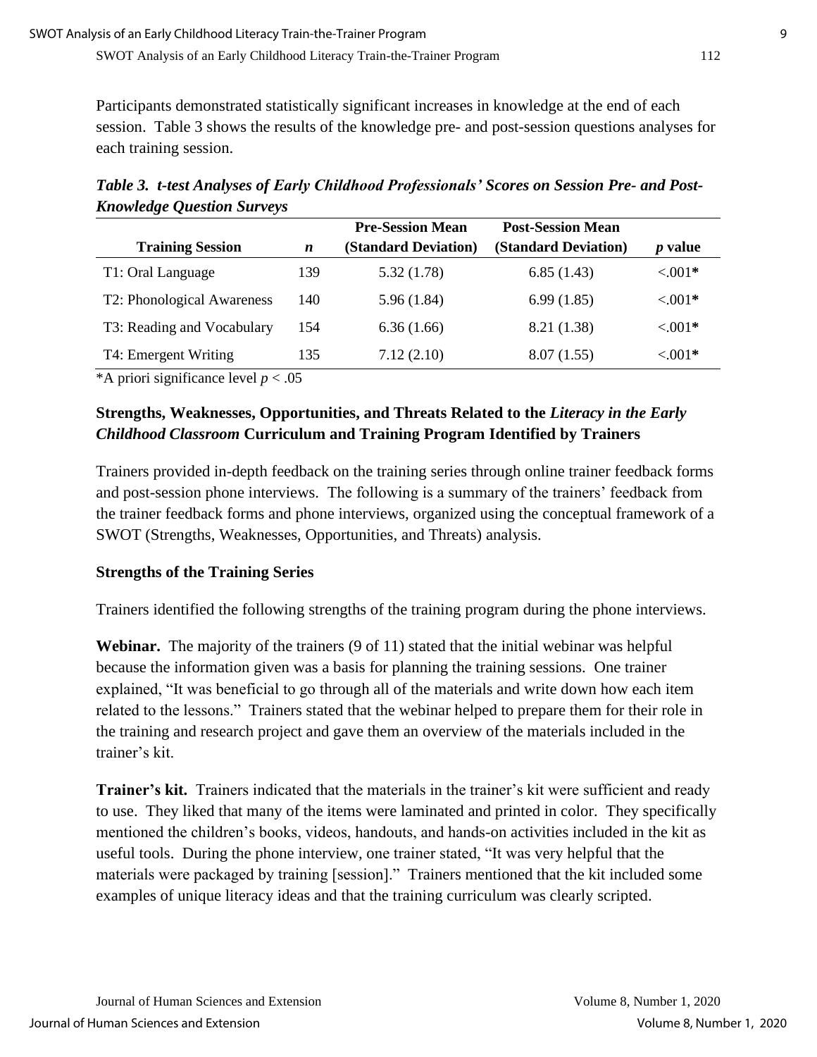Participants demonstrated statistically significant increases in knowledge at the end of each session. Table 3 shows the results of the knowledge pre- and post-session questions analyses for each training session.

***Table 3. t-test Analyses of Early Childhood Professionals' Scores on Session Pre- and Post-Knowledge Question Surveys***

| Training Session | *n* | Pre-Session Mean (Standard Deviation) | Post-Session Mean (Standard Deviation) | *p* value |
|---|---|---|---|---|
| T1: Oral Language | 139 | 5.32 (1.78) | 6.85 (1.43) | <.001* |
| T2: Phonological Awareness | 140 | 5.96 (1.84) | 6.99 (1.85) | <.001* |
| T3: Reading and Vocabulary | 154 | 6.36 (1.66) | 8.21 (1.38) | <.001* |
| T4: Emergent Writing | 135 | 7.12 (2.10) | 8.07 (1.55) | <.001* |

*A priori significance level $p < .05$

## Strengths, Weaknesses, Opportunities, and Threats Related to the *Literacy in the Early Childhood Classroom* Curriculum and Training Program Identified by Trainers

Trainers provided in-depth feedback on the training series through online trainer feedback forms and post-session phone interviews. The following is a summary of the trainers' feedback from the trainer feedback forms and phone interviews, organized using the conceptual framework of a SWOT (Strengths, Weaknesses, Opportunities, and Threats) analysis.

### Strengths of the Training Series

Trainers identified the following strengths of the training program during the phone interviews.

**Webinar.** The majority of the trainers (9 of 11) stated that the initial webinar was helpful because the information given was a basis for planning the training sessions. One trainer explained, "It was beneficial to go through all of the materials and write down how each item related to the lessons." Trainers stated that the webinar helped to prepare them for their role in the training and research project and gave them an overview of the materials included in the trainer's kit.

**Trainer's kit.** Trainers indicated that the materials in the trainer's kit were sufficient and ready to use. They liked that many of the items were laminated and printed in color. They specifically mentioned the children's books, videos, handouts, and hands-on activities included in the kit as useful tools. During the phone interview, one trainer stated, "It was very helpful that the materials were packaged by training [session]." Trainers mentioned that the kit included some examples of unique literacy ideas and that the training curriculum was clearly scripted.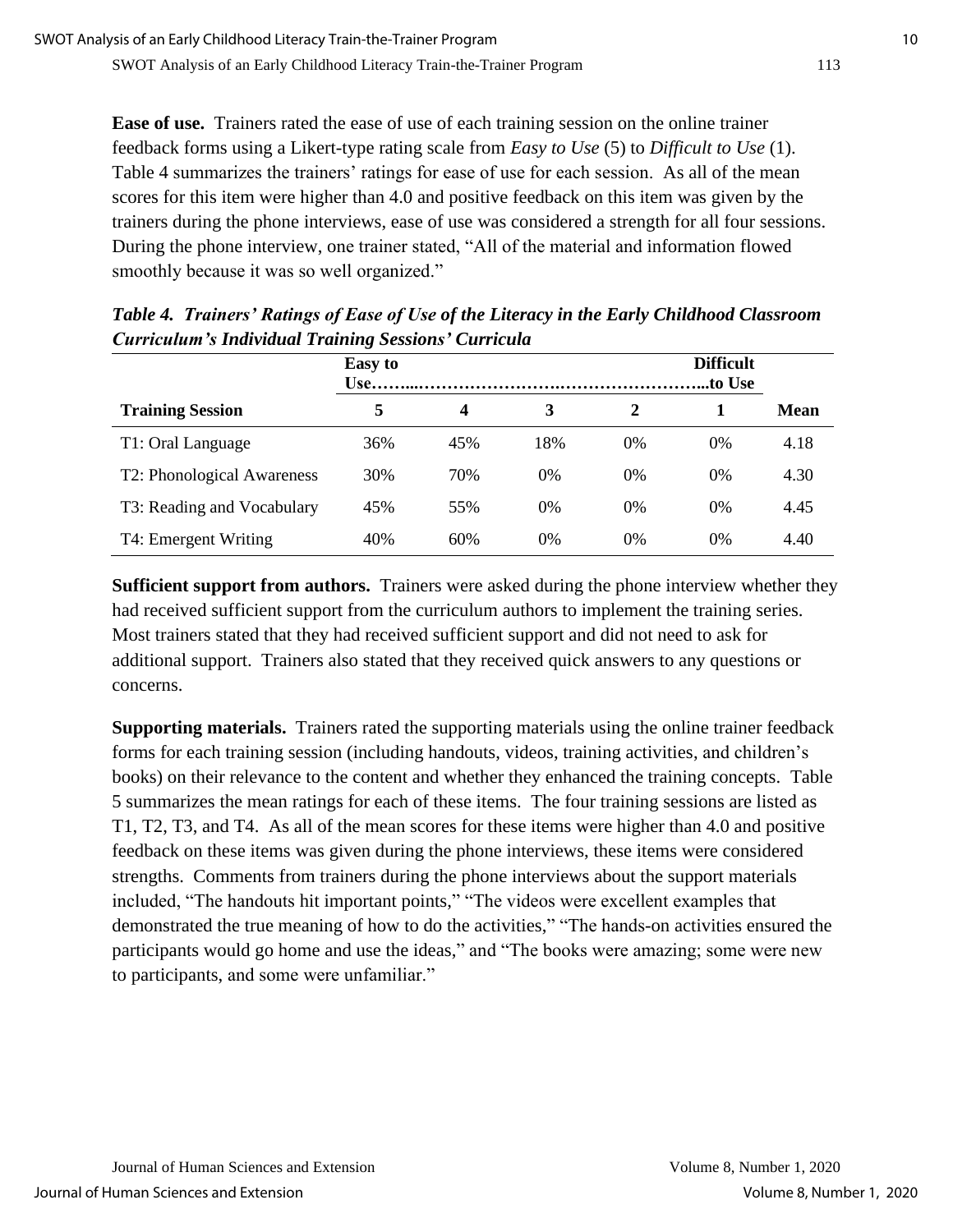**Ease of use.** Trainers rated the ease of use of each training session on the online trainer feedback forms using a Likert-type rating scale from *Easy to Use* (5) to *Difficult to Use* (1). Table 4 summarizes the trainers' ratings for ease of use for each session. As all of the mean scores for this item were higher than 4.0 and positive feedback on this item was given by the trainers during the phone interviews, ease of use was considered a strength for all four sessions. During the phone interview, one trainer stated, "All of the material and information flowed smoothly because it was so well organized."

***Table 4. Trainers' Ratings of Ease of Use of the Literacy in the Early Childhood Classroom Curriculum's Individual Training Sessions' Curricula***

| | Easy to Use……...……………………..……………………...to Use | | | | Difficult | |
|---|---|---|---|---|---|---|
| **Training Session** | **5** | **4** | **3** | **2** | **1** | **Mean** |
| T1: Oral Language | 36% | 45% | 18% | 0% | 0% | 4.18 |
| T2: Phonological Awareness | 30% | 70% | 0% | 0% | 0% | 4.30 |
| T3: Reading and Vocabulary | 45% | 55% | 0% | 0% | 0% | 4.45 |
| T4: Emergent Writing | 40% | 60% | 0% | 0% | 0% | 4.40 |

**Sufficient support from authors.** Trainers were asked during the phone interview whether they had received sufficient support from the curriculum authors to implement the training series. Most trainers stated that they had received sufficient support and did not need to ask for additional support. Trainers also stated that they received quick answers to any questions or concerns.

**Supporting materials.** Trainers rated the supporting materials using the online trainer feedback forms for each training session (including handouts, videos, training activities, and children's books) on their relevance to the content and whether they enhanced the training concepts. Table 5 summarizes the mean ratings for each of these items. The four training sessions are listed as T1, T2, T3, and T4. As all of the mean scores for these items were higher than 4.0 and positive feedback on these items was given during the phone interviews, these items were considered strengths. Comments from trainers during the phone interviews about the support materials included, "The handouts hit important points," "The videos were excellent examples that demonstrated the true meaning of how to do the activities," "The hands-on activities ensured the participants would go home and use the ideas," and "The books were amazing; some were new to participants, and some were unfamiliar."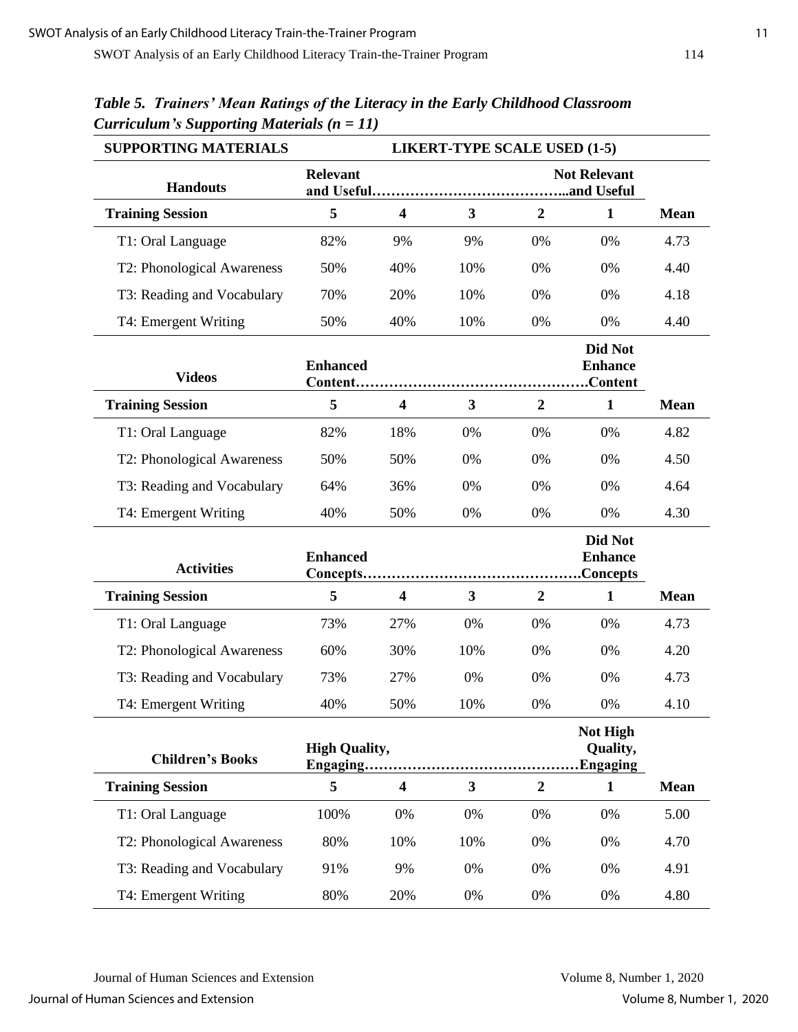***Table 5. Trainers' Mean Ratings of the Literacy in the Early Childhood Classroom Curriculum's Supporting Materials (n = 11)***

| SUPPORTING MATERIALS | LIKERT-TYPE SCALE USED (1-5) | | | | | |
|---|---|---|---|---|---|---|
| **Handouts** | **Relevant and Useful……………………………………..and Useful** | | | | **Not Relevant** | |
| **Training Session** | **5** | **4** | **3** | **2** | **1** | **Mean** |
| T1: Oral Language | 82% | 9% | 9% | 0% | 0% | 4.73 |
| T2: Phonological Awareness | 50% | 40% | 10% | 0% | 0% | 4.40 |
| T3: Reading and Vocabulary | 70% | 20% | 10% | 0% | 0% | 4.18 |
| T4: Emergent Writing | 50% | 40% | 10% | 0% | 0% | 4.40 |
| **Videos** | **Enhanced Content………………………………………….Content** | | | | **Did Not Enhance** | |
| **Training Session** | **5** | **4** | **3** | **2** | **1** | **Mean** |
| T1: Oral Language | 82% | 18% | 0% | 0% | 0% | 4.82 |
| T2: Phonological Awareness | 50% | 50% | 0% | 0% | 0% | 4.50 |
| T3: Reading and Vocabulary | 64% | 36% | 0% | 0% | 0% | 4.64 |
| T4: Emergent Writing | 40% | 50% | 0% | 0% | 0% | 4.30 |
| **Activities** | **Enhanced Concepts……………………………………….Concepts** | | | | **Did Not Enhance** | |
| **Training Session** | **5** | **4** | **3** | **2** | **1** | **Mean** |
| T1: Oral Language | 73% | 27% | 0% | 0% | 0% | 4.73 |
| T2: Phonological Awareness | 60% | 30% | 10% | 0% | 0% | 4.20 |
| T3: Reading and Vocabulary | 73% | 27% | 0% | 0% | 0% | 4.73 |
| T4: Emergent Writing | 40% | 50% | 10% | 0% | 0% | 4.10 |
| **Children's Books** | **High Quality, Engaging………………………………………Engaging** | | | | **Not High Quality,** | |
| **Training Session** | **5** | **4** | **3** | **2** | **1** | **Mean** |
| T1: Oral Language | 100% | 0% | 0% | 0% | 0% | 5.00 |
| T2: Phonological Awareness | 80% | 10% | 10% | 0% | 0% | 4.70 |
| T3: Reading and Vocabulary | 91% | 9% | 0% | 0% | 0% | 4.91 |
| T4: Emergent Writing | 80% | 20% | 0% | 0% | 0% | 4.80 |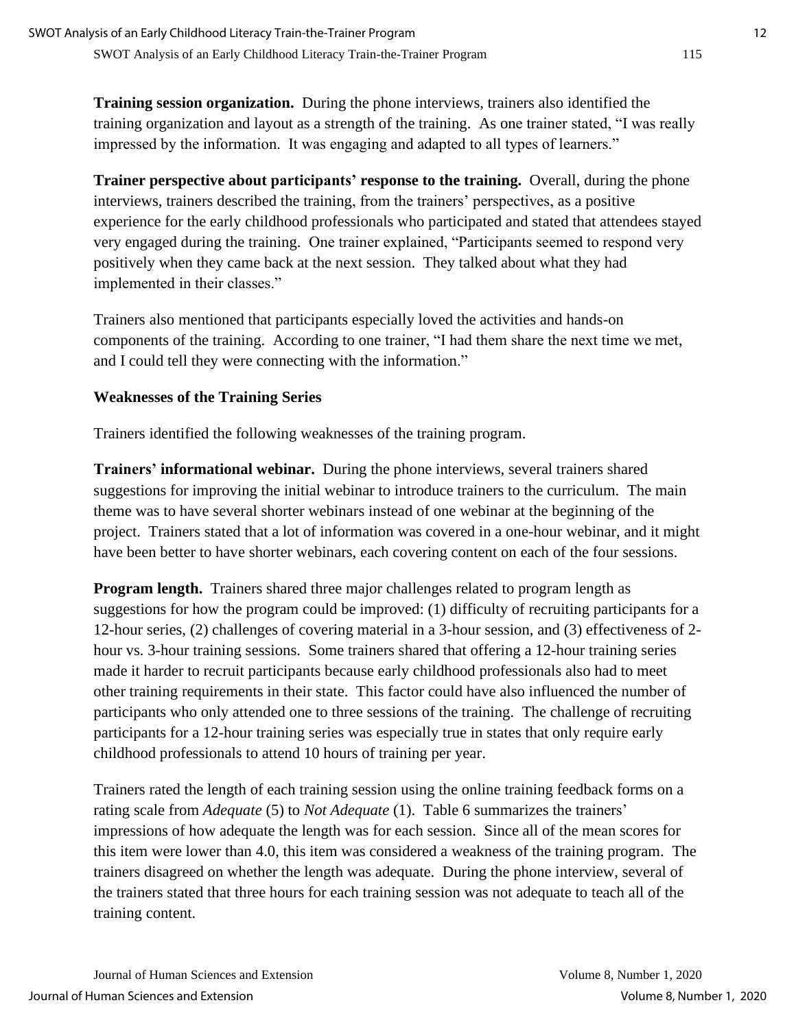**Training session organization.** During the phone interviews, trainers also identified the training organization and layout as a strength of the training. As one trainer stated, "I was really impressed by the information. It was engaging and adapted to all types of learners."

**Trainer perspective about participants' response to the training.** Overall, during the phone interviews, trainers described the training, from the trainers' perspectives, as a positive experience for the early childhood professionals who participated and stated that attendees stayed very engaged during the training. One trainer explained, "Participants seemed to respond very positively when they came back at the next session. They talked about what they had implemented in their classes."

Trainers also mentioned that participants especially loved the activities and hands-on components of the training. According to one trainer, "I had them share the next time we met, and I could tell they were connecting with the information."

### Weaknesses of the Training Series

Trainers identified the following weaknesses of the training program.

**Trainers' informational webinar.** During the phone interviews, several trainers shared suggestions for improving the initial webinar to introduce trainers to the curriculum. The main theme was to have several shorter webinars instead of one webinar at the beginning of the project. Trainers stated that a lot of information was covered in a one-hour webinar, and it might have been better to have shorter webinars, each covering content on each of the four sessions.

**Program length.** Trainers shared three major challenges related to program length as suggestions for how the program could be improved: (1) difficulty of recruiting participants for a 12-hour series, (2) challenges of covering material in a 3-hour session, and (3) effectiveness of 2-hour vs. 3-hour training sessions. Some trainers shared that offering a 12-hour training series made it harder to recruit participants because early childhood professionals also had to meet other training requirements in their state. This factor could have also influenced the number of participants who only attended one to three sessions of the training. The challenge of recruiting participants for a 12-hour training series was especially true in states that only require early childhood professionals to attend 10 hours of training per year.

Trainers rated the length of each training session using the online training feedback forms on a rating scale from *Adequate* (5) to *Not Adequate* (1). Table 6 summarizes the trainers' impressions of how adequate the length was for each session. Since all of the mean scores for this item were lower than 4.0, this item was considered a weakness of the training program. The trainers disagreed on whether the length was adequate. During the phone interview, several of the trainers stated that three hours for each training session was not adequate to teach all of the training content.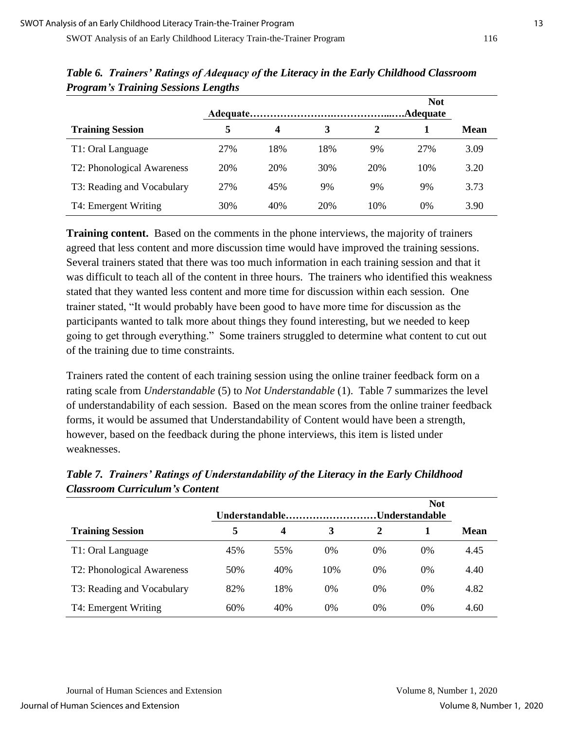*Table 6. Trainers' Ratings of Adequacy of the Literacy in the Early Childhood Classroom Program's Training Sessions Lengths*

| | Adequate…………………………………….Adequate | | | Not | | |
|---|---|---|---|---|---|---|
| **Training Session** | **5** | **4** | **3** | **2** | **1** | **Mean** |
| T1: Oral Language | 27% | 18% | 18% | 9% | 27% | 3.09 |
| T2: Phonological Awareness | 20% | 20% | 30% | 20% | 10% | 3.20 |
| T3: Reading and Vocabulary | 27% | 45% | 9% | 9% | 9% | 3.73 |
| T4: Emergent Writing | 30% | 40% | 20% | 10% | 0% | 3.90 |

**Training content.** Based on the comments in the phone interviews, the majority of trainers agreed that less content and more discussion time would have improved the training sessions. Several trainers stated that there was too much information in each training session and that it was difficult to teach all of the content in three hours. The trainers who identified this weakness stated that they wanted less content and more time for discussion within each session. One trainer stated, "It would probably have been good to have more time for discussion as the participants wanted to talk more about things they found interesting, but we needed to keep going to get through everything." Some trainers struggled to determine what content to cut out of the training due to time constraints.

Trainers rated the content of each training session using the online trainer feedback form on a rating scale from *Understandable* (5) to *Not Understandable* (1). Table 7 summarizes the level of understandability of each session. Based on the mean scores from the online trainer feedback forms, it would be assumed that Understandability of Content would have been a strength, however, based on the feedback during the phone interviews, this item is listed under weaknesses.

*Table 7. Trainers' Ratings of Understandability of the Literacy in the Early Childhood Classroom Curriculum's Content*

| | Understandable……………………….Understandable | | | Not | | |
|---|---|---|---|---|---|---|
| **Training Session** | **5** | **4** | **3** | **2** | **1** | **Mean** |
| T1: Oral Language | 45% | 55% | 0% | 0% | 0% | 4.45 |
| T2: Phonological Awareness | 50% | 40% | 10% | 0% | 0% | 4.40 |
| T3: Reading and Vocabulary | 82% | 18% | 0% | 0% | 0% | 4.82 |
| T4: Emergent Writing | 60% | 40% | 0% | 0% | 0% | 4.60 |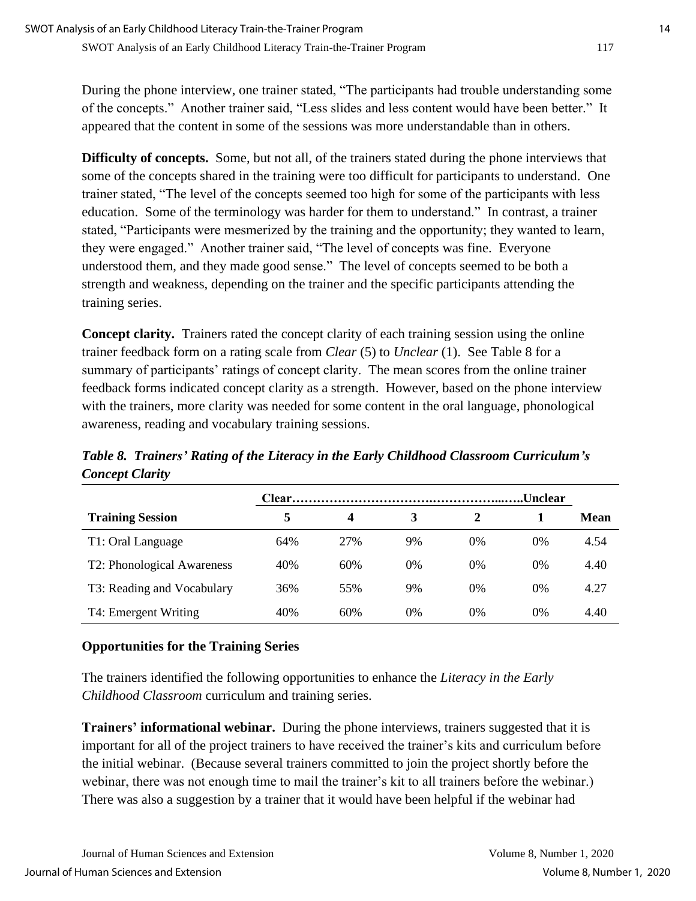During the phone interview, one trainer stated, “The participants had trouble understanding some of the concepts.” Another trainer said, “Less slides and less content would have been better.” It appeared that the content in some of the sessions was more understandable than in others.

**Difficulty of concepts.** Some, but not all, of the trainers stated during the phone interviews that some of the concepts shared in the training were too difficult for participants to understand. One trainer stated, “The level of the concepts seemed too high for some of the participants with less education. Some of the terminology was harder for them to understand.” In contrast, a trainer stated, “Participants were mesmerized by the training and the opportunity; they wanted to learn, they were engaged.” Another trainer said, “The level of concepts was fine. Everyone understood them, and they made good sense.” The level of concepts seemed to be both a strength and weakness, depending on the trainer and the specific participants attending the training series.

**Concept clarity.** Trainers rated the concept clarity of each training session using the online trainer feedback form on a rating scale from *Clear* (5) to *Unclear* (1). See Table 8 for a summary of participants’ ratings of concept clarity. The mean scores from the online trainer feedback forms indicated concept clarity as a strength. However, based on the phone interview with the trainers, more clarity was needed for some content in the oral language, phonological awareness, reading and vocabulary training sessions.

***Table 8. Trainers’ Rating of the Literacy in the Early Childhood Classroom Curriculum’s Concept Clarity***

| | Clear……………………………………………...…..Unclear | | | | | |
|---|---|---|---|---|---|---|
| **Training Session** | **5** | **4** | **3** | **2** | **1** | **Mean** |
| T1: Oral Language | 64% | 27% | 9% | 0% | 0% | 4.54 |
| T2: Phonological Awareness | 40% | 60% | 0% | 0% | 0% | 4.40 |
| T3: Reading and Vocabulary | 36% | 55% | 9% | 0% | 0% | 4.27 |
| T4: Emergent Writing | 40% | 60% | 0% | 0% | 0% | 4.40 |

### Opportunities for the Training Series

The trainers identified the following opportunities to enhance the *Literacy in the Early Childhood Classroom* curriculum and training series.

**Trainers’ informational webinar.** During the phone interviews, trainers suggested that it is important for all of the project trainers to have received the trainer’s kits and curriculum before the initial webinar. (Because several trainers committed to join the project shortly before the webinar, there was not enough time to mail the trainer’s kit to all trainers before the webinar.) There was also a suggestion by a trainer that it would have been helpful if the webinar had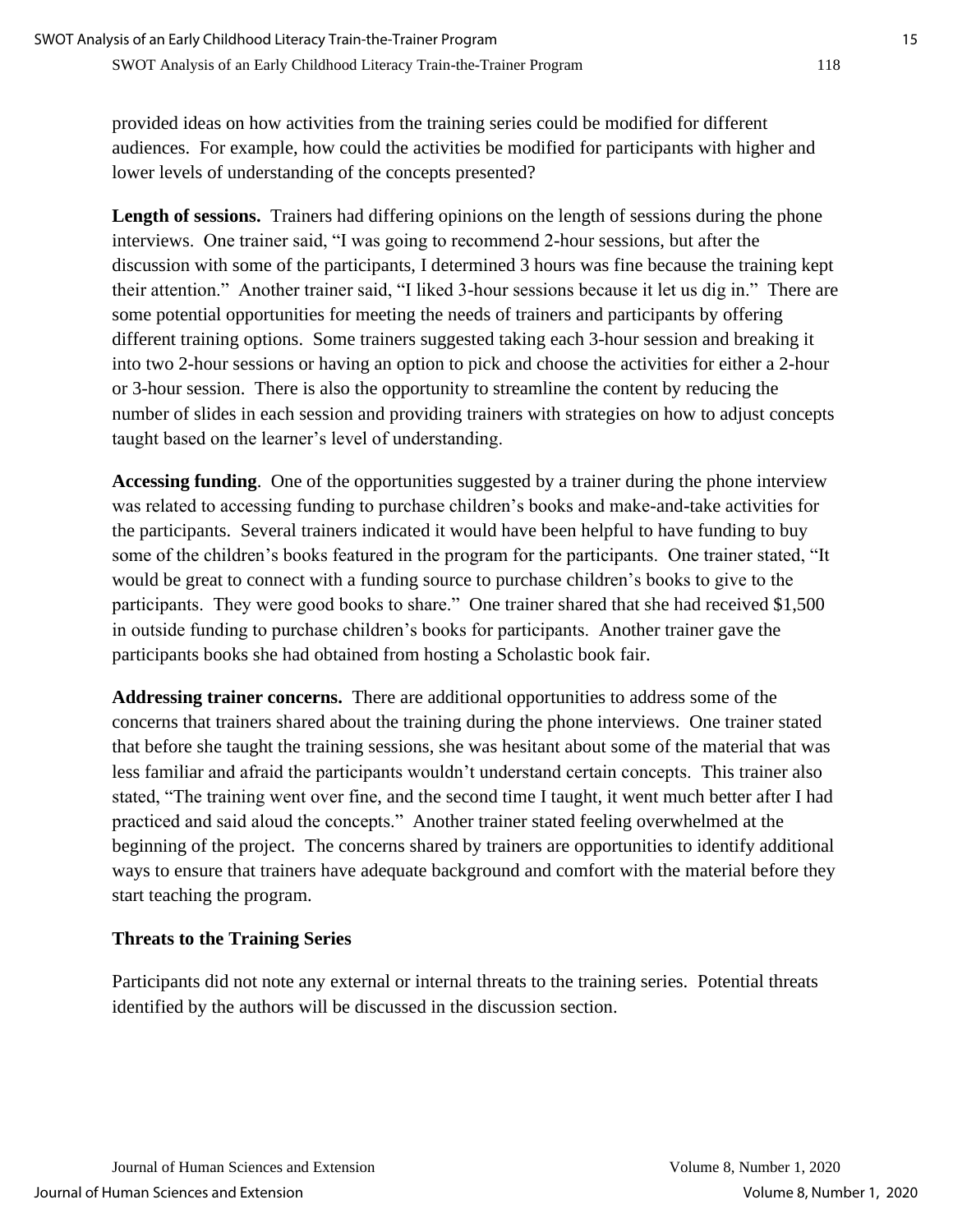provided ideas on how activities from the training series could be modified for different audiences. For example, how could the activities be modified for participants with higher and lower levels of understanding of the concepts presented?

**Length of sessions.** Trainers had differing opinions on the length of sessions during the phone interviews. One trainer said, "I was going to recommend 2-hour sessions, but after the discussion with some of the participants, I determined 3 hours was fine because the training kept their attention." Another trainer said, "I liked 3-hour sessions because it let us dig in." There are some potential opportunities for meeting the needs of trainers and participants by offering different training options. Some trainers suggested taking each 3-hour session and breaking it into two 2-hour sessions or having an option to pick and choose the activities for either a 2-hour or 3-hour session. There is also the opportunity to streamline the content by reducing the number of slides in each session and providing trainers with strategies on how to adjust concepts taught based on the learner's level of understanding.

**Accessing funding**. One of the opportunities suggested by a trainer during the phone interview was related to accessing funding to purchase children's books and make-and-take activities for the participants. Several trainers indicated it would have been helpful to have funding to buy some of the children's books featured in the program for the participants. One trainer stated, "It would be great to connect with a funding source to purchase children's books to give to the participants. They were good books to share." One trainer shared that she had received $1,500 in outside funding to purchase children's books for participants. Another trainer gave the participants books she had obtained from hosting a Scholastic book fair.

**Addressing trainer concerns.** There are additional opportunities to address some of the concerns that trainers shared about the training during the phone interviews. One trainer stated that before she taught the training sessions, she was hesitant about some of the material that was less familiar and afraid the participants wouldn't understand certain concepts. This trainer also stated, "The training went over fine, and the second time I taught, it went much better after I had practiced and said aloud the concepts." Another trainer stated feeling overwhelmed at the beginning of the project. The concerns shared by trainers are opportunities to identify additional ways to ensure that trainers have adequate background and comfort with the material before they start teaching the program.

### Threats to the Training Series

Participants did not note any external or internal threats to the training series. Potential threats identified by the authors will be discussed in the discussion section.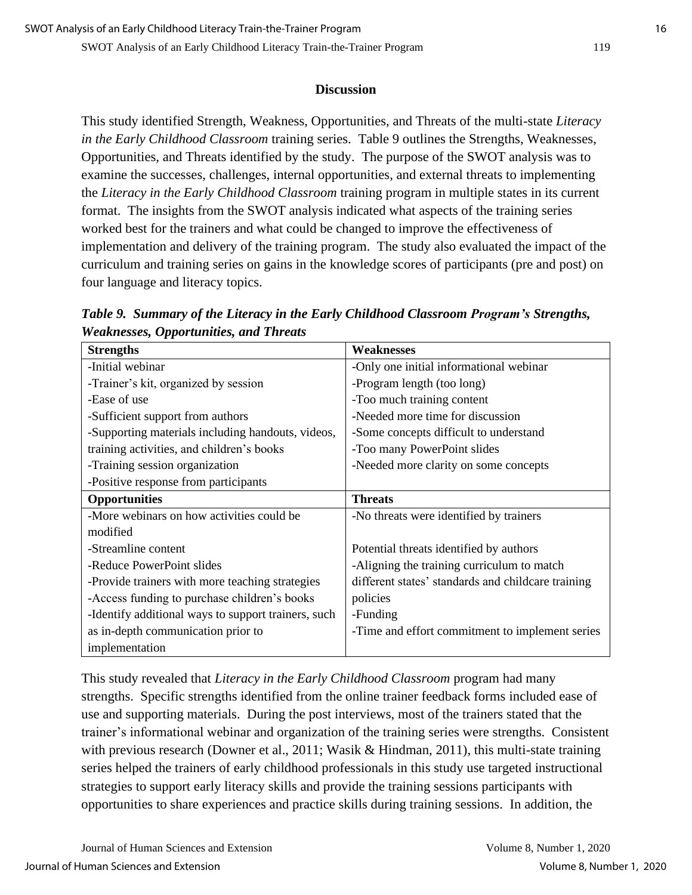## Discussion

This study identified Strength, Weakness, Opportunities, and Threats of the multi-state *Literacy in the Early Childhood Classroom* training series. Table 9 outlines the Strengths, Weaknesses, Opportunities, and Threats identified by the study. The purpose of the SWOT analysis was to examine the successes, challenges, internal opportunities, and external threats to implementing the *Literacy in the Early Childhood Classroom* training program in multiple states in its current format. The insights from the SWOT analysis indicated what aspects of the training series worked best for the trainers and what could be changed to improve the effectiveness of implementation and delivery of the training program. The study also evaluated the impact of the curriculum and training series on gains in the knowledge scores of participants (pre and post) on four language and literacy topics.

***Table 9. Summary of the Literacy in the Early Childhood Classroom Program's Strengths, Weaknesses, Opportunities, and Threats***

| **Strengths** | **Weaknesses** |
|---|---|
| -Initial webinar<br>-Trainer's kit, organized by session<br>-Ease of use<br>-Sufficient support from authors<br>-Supporting materials including handouts, videos, training activities, and children's books<br>-Training session organization<br>-Positive response from participants | -Only one initial informational webinar<br>-Program length (too long)<br>-Too much training content<br>-Needed more time for discussion<br>-Some concepts difficult to understand<br>-Too many PowerPoint slides<br>-Needed more clarity on some concepts |
| **Opportunities** | **Threats** |
| -More webinars on how activities could be modified<br>-Streamline content<br>-Reduce PowerPoint slides<br>-Provide trainers with more teaching strategies<br>-Access funding to purchase children's books<br>-Identify additional ways to support trainers, such as in-depth communication prior to implementation | -No threats were identified by trainers<br><br>Potential threats identified by authors<br>-Aligning the training curriculum to match different states' standards and childcare training policies<br>-Funding<br>-Time and effort commitment to implement series |

This study revealed that *Literacy in the Early Childhood Classroom* program had many strengths. Specific strengths identified from the online trainer feedback forms included ease of use and supporting materials. During the post interviews, most of the trainers stated that the trainer's informational webinar and organization of the training series were strengths. Consistent with previous research (Downer et al., 2011; Wasik & Hindman, 2011), this multi-state training series helped the trainers of early childhood professionals in this study use targeted instructional strategies to support early literacy skills and provide the training sessions participants with opportunities to share experiences and practice skills during training sessions. In addition, the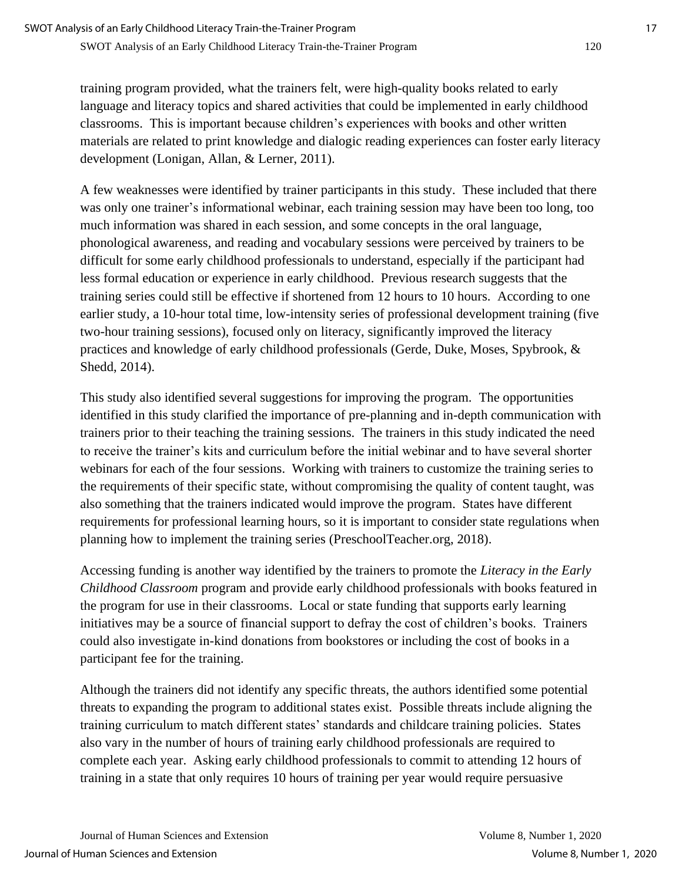training program provided, what the trainers felt, were high-quality books related to early language and literacy topics and shared activities that could be implemented in early childhood classrooms. This is important because children's experiences with books and other written materials are related to print knowledge and dialogic reading experiences can foster early literacy development (Lonigan, Allan, & Lerner, 2011).

A few weaknesses were identified by trainer participants in this study. These included that there was only one trainer's informational webinar, each training session may have been too long, too much information was shared in each session, and some concepts in the oral language, phonological awareness, and reading and vocabulary sessions were perceived by trainers to be difficult for some early childhood professionals to understand, especially if the participant had less formal education or experience in early childhood. Previous research suggests that the training series could still be effective if shortened from 12 hours to 10 hours. According to one earlier study, a 10-hour total time, low-intensity series of professional development training (five two-hour training sessions), focused only on literacy, significantly improved the literacy practices and knowledge of early childhood professionals (Gerde, Duke, Moses, Spybrook, & Shedd, 2014).

This study also identified several suggestions for improving the program. The opportunities identified in this study clarified the importance of pre-planning and in-depth communication with trainers prior to their teaching the training sessions. The trainers in this study indicated the need to receive the trainer's kits and curriculum before the initial webinar and to have several shorter webinars for each of the four sessions. Working with trainers to customize the training series to the requirements of their specific state, without compromising the quality of content taught, was also something that the trainers indicated would improve the program. States have different requirements for professional learning hours, so it is important to consider state regulations when planning how to implement the training series (PreschoolTeacher.org, 2018).

Accessing funding is another way identified by the trainers to promote the *Literacy in the Early Childhood Classroom* program and provide early childhood professionals with books featured in the program for use in their classrooms. Local or state funding that supports early learning initiatives may be a source of financial support to defray the cost of children's books. Trainers could also investigate in-kind donations from bookstores or including the cost of books in a participant fee for the training.

Although the trainers did not identify any specific threats, the authors identified some potential threats to expanding the program to additional states exist. Possible threats include aligning the training curriculum to match different states' standards and childcare training policies. States also vary in the number of hours of training early childhood professionals are required to complete each year. Asking early childhood professionals to commit to attending 12 hours of training in a state that only requires 10 hours of training per year would require persuasive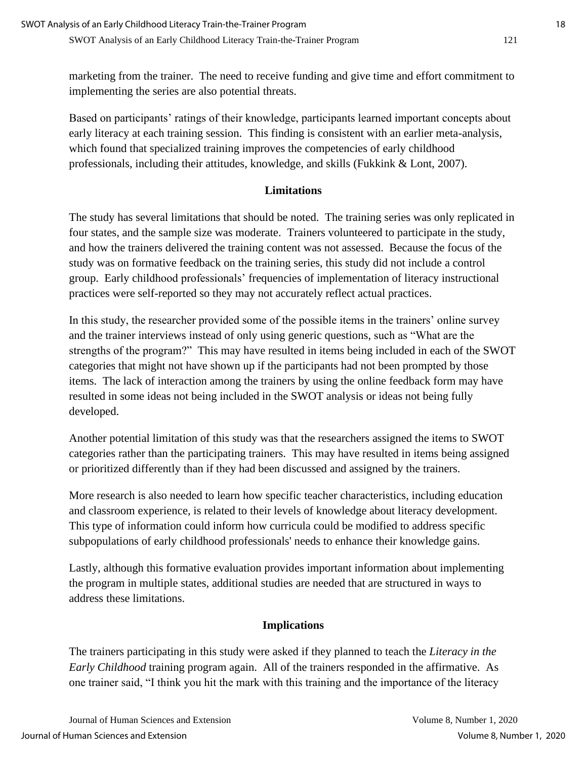marketing from the trainer. The need to receive funding and give time and effort commitment to implementing the series are also potential threats.

Based on participants' ratings of their knowledge, participants learned important concepts about early literacy at each training session. This finding is consistent with an earlier meta-analysis, which found that specialized training improves the competencies of early childhood professionals, including their attitudes, knowledge, and skills (Fukkink & Lont, 2007).

## Limitations

The study has several limitations that should be noted. The training series was only replicated in four states, and the sample size was moderate. Trainers volunteered to participate in the study, and how the trainers delivered the training content was not assessed. Because the focus of the study was on formative feedback on the training series, this study did not include a control group. Early childhood professionals' frequencies of implementation of literacy instructional practices were self-reported so they may not accurately reflect actual practices.

In this study, the researcher provided some of the possible items in the trainers' online survey and the trainer interviews instead of only using generic questions, such as "What are the strengths of the program?" This may have resulted in items being included in each of the SWOT categories that might not have shown up if the participants had not been prompted by those items. The lack of interaction among the trainers by using the online feedback form may have resulted in some ideas not being included in the SWOT analysis or ideas not being fully developed.

Another potential limitation of this study was that the researchers assigned the items to SWOT categories rather than the participating trainers. This may have resulted in items being assigned or prioritized differently than if they had been discussed and assigned by the trainers.

More research is also needed to learn how specific teacher characteristics, including education and classroom experience, is related to their levels of knowledge about literacy development. This type of information could inform how curricula could be modified to address specific subpopulations of early childhood professionals' needs to enhance their knowledge gains.

Lastly, although this formative evaluation provides important information about implementing the program in multiple states, additional studies are needed that are structured in ways to address these limitations.

## Implications

The trainers participating in this study were asked if they planned to teach the *Literacy in the Early Childhood* training program again. All of the trainers responded in the affirmative. As one trainer said, "I think you hit the mark with this training and the importance of the literacy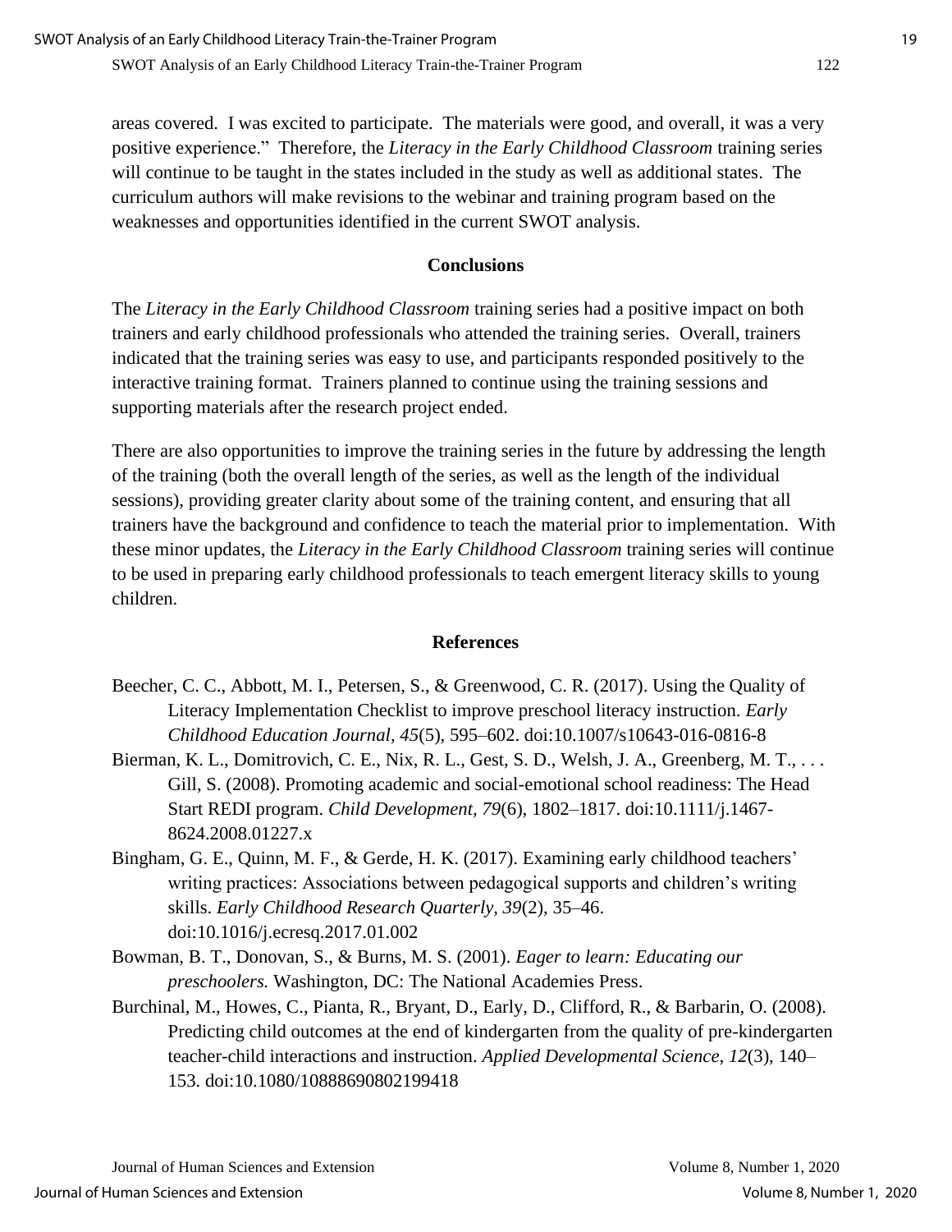areas covered. I was excited to participate. The materials were good, and overall, it was a very positive experience." Therefore, the *Literacy in the Early Childhood Classroom* training series will continue to be taught in the states included in the study as well as additional states. The curriculum authors will make revisions to the webinar and training program based on the weaknesses and opportunities identified in the current SWOT analysis.

## Conclusions

The *Literacy in the Early Childhood Classroom* training series had a positive impact on both trainers and early childhood professionals who attended the training series. Overall, trainers indicated that the training series was easy to use, and participants responded positively to the interactive training format. Trainers planned to continue using the training sessions and supporting materials after the research project ended.

There are also opportunities to improve the training series in the future by addressing the length of the training (both the overall length of the series, as well as the length of the individual sessions), providing greater clarity about some of the training content, and ensuring that all trainers have the background and confidence to teach the material prior to implementation. With these minor updates, the *Literacy in the Early Childhood Classroom* training series will continue to be used in preparing early childhood professionals to teach emergent literacy skills to young children.

## References

Beecher, C. C., Abbott, M. I., Petersen, S., & Greenwood, C. R. (2017). Using the Quality of Literacy Implementation Checklist to improve preschool literacy instruction. *Early Childhood Education Journal, 45*(5), 595–602. doi:10.1007/s10643-016-0816-8

Bierman, K. L., Domitrovich, C. E., Nix, R. L., Gest, S. D., Welsh, J. A., Greenberg, M. T., . . . Gill, S. (2008). Promoting academic and social-emotional school readiness: The Head Start REDI program. *Child Development, 79*(6), 1802–1817. doi:10.1111/j.1467-8624.2008.01227.x

Bingham, G. E., Quinn, M. F., & Gerde, H. K. (2017). Examining early childhood teachers' writing practices: Associations between pedagogical supports and children's writing skills. *Early Childhood Research Quarterly, 39*(2), 35–46. doi:10.1016/j.ecresq.2017.01.002

Bowman, B. T., Donovan, S., & Burns, M. S. (2001). *Eager to learn: Educating our preschoolers.* Washington, DC: The National Academies Press.

Burchinal, M., Howes, C., Pianta, R., Bryant, D., Early, D., Clifford, R., & Barbarin, O. (2008). Predicting child outcomes at the end of kindergarten from the quality of pre-kindergarten teacher-child interactions and instruction. *Applied Developmental Science, 12*(3), 140–153. doi:10.1080/10888690802199418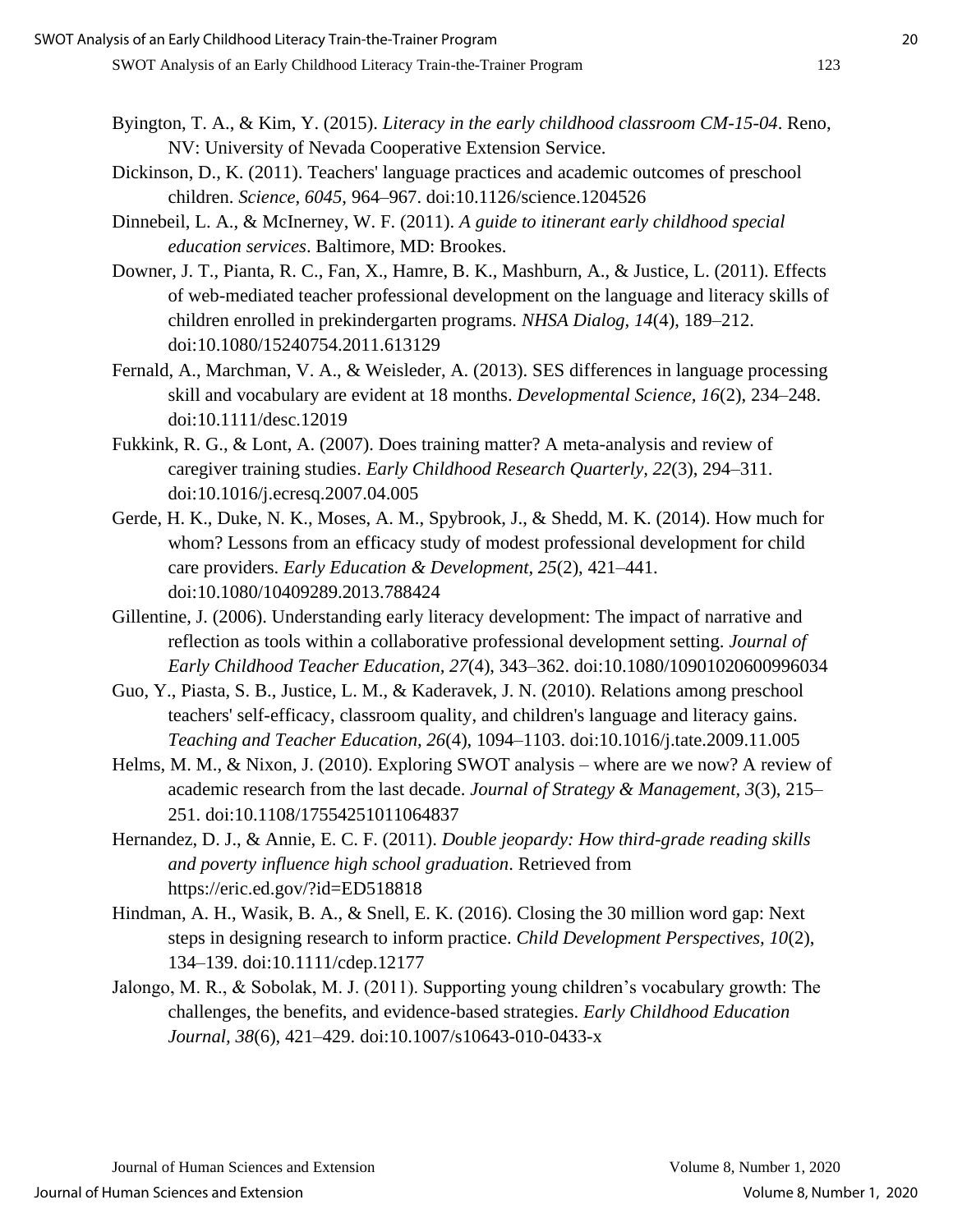Byington, T. A., & Kim, Y. (2015). *Literacy in the early childhood classroom CM-15-04*. Reno, NV: University of Nevada Cooperative Extension Service.

Dickinson, D., K. (2011). Teachers' language practices and academic outcomes of preschool children. *Science*, *6045*, 964–967. doi:10.1126/science.1204526

Dinnebeil, L. A., & McInerney, W. F. (2011). *A guide to itinerant early childhood special education services*. Baltimore, MD: Brookes.

Downer, J. T., Pianta, R. C., Fan, X., Hamre, B. K., Mashburn, A., & Justice, L. (2011). Effects of web-mediated teacher professional development on the language and literacy skills of children enrolled in prekindergarten programs. *NHSA Dialog, 14*(4), 189–212. doi:10.1080/15240754.2011.613129

Fernald, A., Marchman, V. A., & Weisleder, A. (2013). SES differences in language processing skill and vocabulary are evident at 18 months. *Developmental Science, 16*(2), 234–248. doi:10.1111/desc.12019

Fukkink, R. G., & Lont, A. (2007). Does training matter? A meta-analysis and review of caregiver training studies. *Early Childhood Research Quarterly, 22*(3), 294–311. doi:10.1016/j.ecresq.2007.04.005

Gerde, H. K., Duke, N. K., Moses, A. M., Spybrook, J., & Shedd, M. K. (2014). How much for whom? Lessons from an efficacy study of modest professional development for child care providers. *Early Education & Development*, *25*(2), 421–441. doi:10.1080/10409289.2013.788424

Gillentine, J. (2006). Understanding early literacy development: The impact of narrative and reflection as tools within a collaborative professional development setting. *Journal of Early Childhood Teacher Education, 27*(4), 343–362. doi:10.1080/10901020600996034

Guo, Y., Piasta, S. B., Justice, L. M., & Kaderavek, J. N. (2010). Relations among preschool teachers' self-efficacy, classroom quality, and children's language and literacy gains. *Teaching and Teacher Education, 26*(4), 1094–1103. doi:10.1016/j.tate.2009.11.005

Helms, M. M., & Nixon, J. (2010). Exploring SWOT analysis – where are we now? A review of academic research from the last decade. *Journal of Strategy & Management, 3*(3), 215–251. doi:10.1108/17554251011064837

Hernandez, D. J., & Annie, E. C. F. (2011). *Double jeopardy: How third-grade reading skills and poverty influence high school graduation*. Retrieved from https://eric.ed.gov/?id=ED518818

Hindman, A. H., Wasik, B. A., & Snell, E. K. (2016). Closing the 30 million word gap: Next steps in designing research to inform practice. *Child Development Perspectives, 10*(2), 134–139. doi:10.1111/cdep.12177

Jalongo, M. R., & Sobolak, M. J. (2011). Supporting young children's vocabulary growth: The challenges, the benefits, and evidence-based strategies. *Early Childhood Education Journal, 38*(6), 421–429. doi:10.1007/s10643-010-0433-x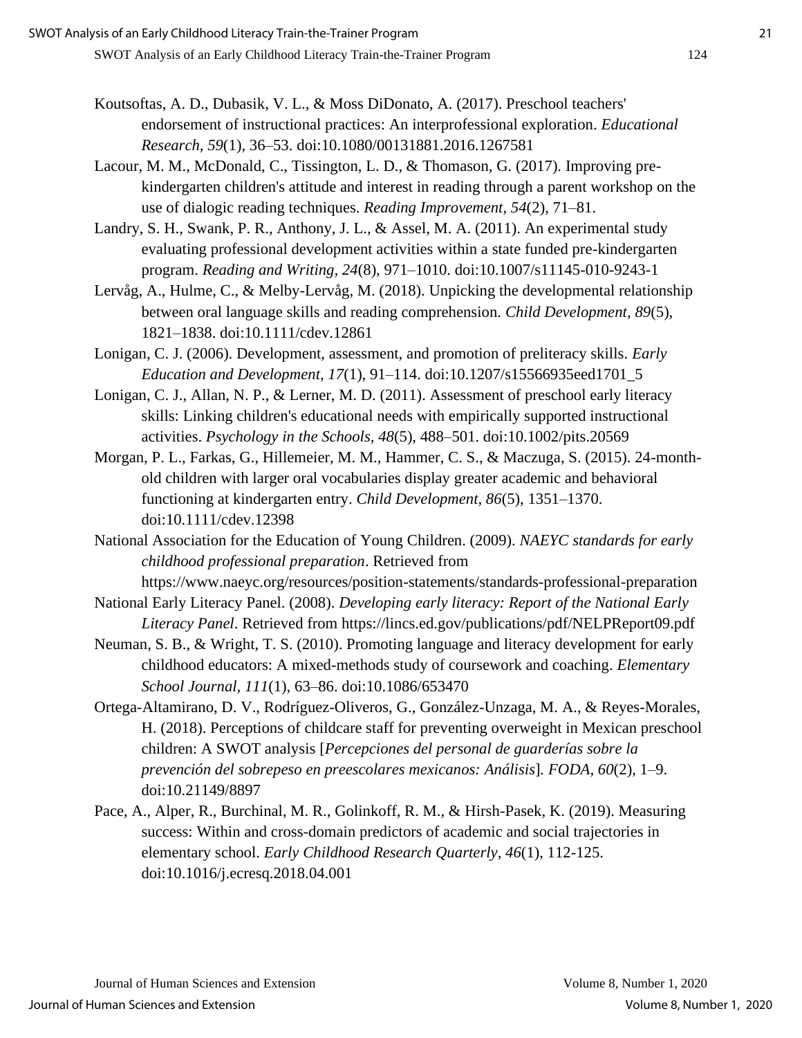Koutsoftas, A. D., Dubasik, V. L., & Moss DiDonato, A. (2017). Preschool teachers' endorsement of instructional practices: An interprofessional exploration. *Educational Research*, *59*(1), 36–53. doi:10.1080/00131881.2016.1267581

Lacour, M. M., McDonald, C., Tissington, L. D., & Thomason, G. (2017). Improving pre-kindergarten children's attitude and interest in reading through a parent workshop on the use of dialogic reading techniques. *Reading Improvement*, *54*(2), 71–81.

Landry, S. H., Swank, P. R., Anthony, J. L., & Assel, M. A. (2011). An experimental study evaluating professional development activities within a state funded pre-kindergarten program. *Reading and Writing*, *24*(8), 971–1010. doi:10.1007/s11145-010-9243-1

Lervåg, A., Hulme, C., & Melby-Lervåg, M. (2018). Unpicking the developmental relationship between oral language skills and reading comprehension. *Child Development*, *89*(5), 1821–1838. doi:10.1111/cdev.12861

Lonigan, C. J. (2006). Development, assessment, and promotion of preliteracy skills. *Early Education and Development*, *17*(1), 91–114. doi:10.1207/s15566935eed1701_5

Lonigan, C. J., Allan, N. P., & Lerner, M. D. (2011). Assessment of preschool early literacy skills: Linking children's educational needs with empirically supported instructional activities. *Psychology in the Schools*, *48*(5), 488–501. doi:10.1002/pits.20569

Morgan, P. L., Farkas, G., Hillemeier, M. M., Hammer, C. S., & Maczuga, S. (2015). 24-month-old children with larger oral vocabularies display greater academic and behavioral functioning at kindergarten entry. *Child Development*, *86*(5), 1351–1370. doi:10.1111/cdev.12398

National Association for the Education of Young Children. (2009). *NAEYC standards for early childhood professional preparation*. Retrieved from https://www.naeyc.org/resources/position-statements/standards-professional-preparation

National Early Literacy Panel. (2008). *Developing early literacy: Report of the National Early Literacy Panel*. Retrieved from https://lincs.ed.gov/publications/pdf/NELPReport09.pdf

Neuman, S. B., & Wright, T. S. (2010). Promoting language and literacy development for early childhood educators: A mixed-methods study of coursework and coaching. *Elementary School Journal*, *111*(1), 63–86. doi:10.1086/653470

Ortega-Altamirano, D. V., Rodríguez-Oliveros, G., González-Unzaga, M. A., & Reyes-Morales, H. (2018). Perceptions of childcare staff for preventing overweight in Mexican preschool children: A SWOT analysis [*Percepciones del personal de guarderías sobre la prevención del sobrepeso en preescolares mexicanos: Análisis*]. *FODA*, *60*(2), 1–9. doi:10.21149/8897

Pace, A., Alper, R., Burchinal, M. R., Golinkoff, R. M., & Hirsh-Pasek, K. (2019). Measuring success: Within and cross-domain predictors of academic and social trajectories in elementary school. *Early Childhood Research Quarterly*, *46*(1), 112-125. doi:10.1016/j.ecresq.2018.04.001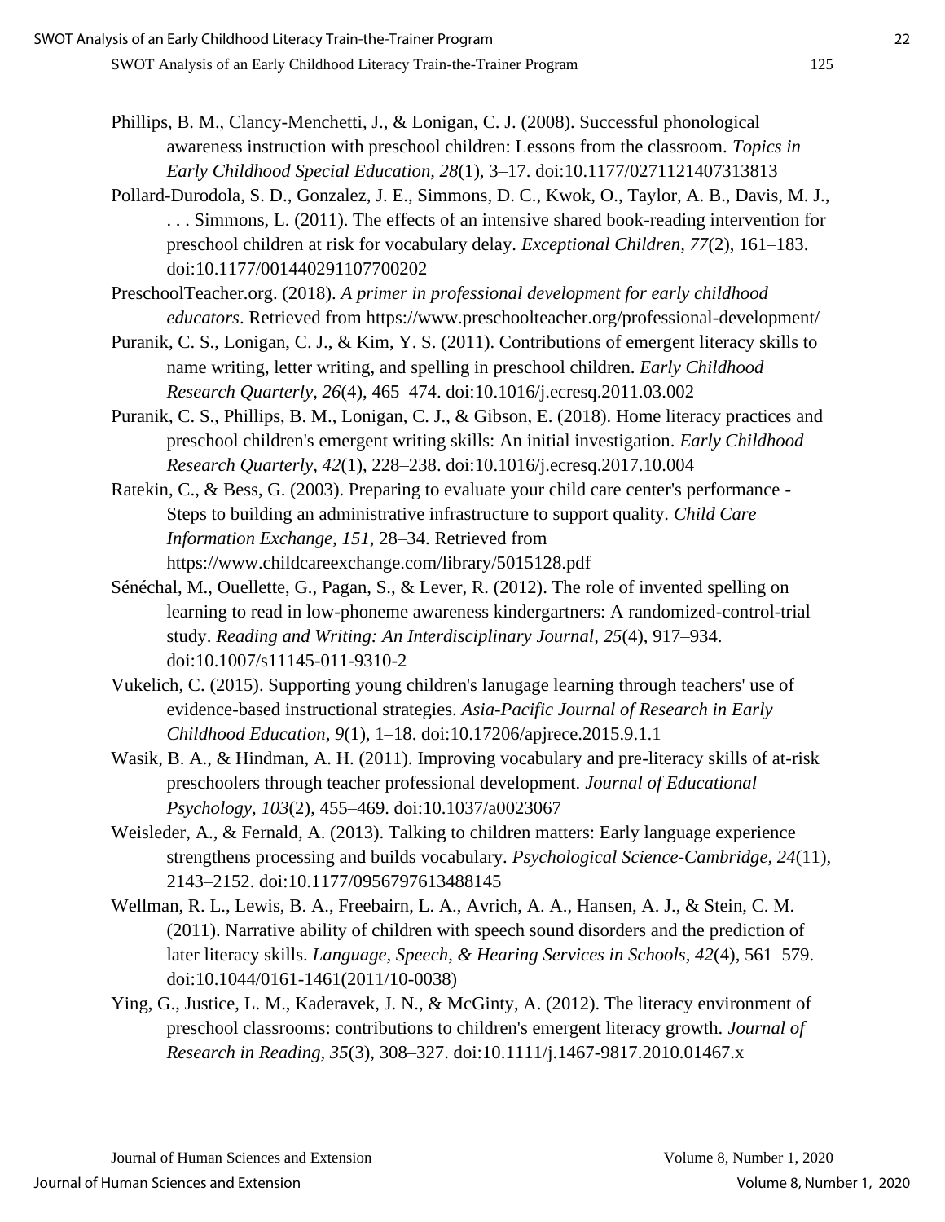Phillips, B. M., Clancy-Menchetti, J., & Lonigan, C. J. (2008). Successful phonological awareness instruction with preschool children: Lessons from the classroom. *Topics in Early Childhood Special Education, 28*(1), 3–17. doi:10.1177/0271121407313813

Pollard-Durodola, S. D., Gonzalez, J. E., Simmons, D. C., Kwok, O., Taylor, A. B., Davis, M. J., . . . Simmons, L. (2011). The effects of an intensive shared book-reading intervention for preschool children at risk for vocabulary delay. *Exceptional Children, 77*(2), 161–183. doi:10.1177/001440291107700202

PreschoolTeacher.org. (2018). *A primer in professional development for early childhood educators*. Retrieved from https://www.preschoolteacher.org/professional-development/

Puranik, C. S., Lonigan, C. J., & Kim, Y. S. (2011). Contributions of emergent literacy skills to name writing, letter writing, and spelling in preschool children. *Early Childhood Research Quarterly, 26*(4), 465–474. doi:10.1016/j.ecresq.2011.03.002

Puranik, C. S., Phillips, B. M., Lonigan, C. J., & Gibson, E. (2018). Home literacy practices and preschool children's emergent writing skills: An initial investigation. *Early Childhood Research Quarterly, 42*(1), 228–238. doi:10.1016/j.ecresq.2017.10.004

Ratekin, C., & Bess, G. (2003). Preparing to evaluate your child care center's performance - Steps to building an administrative infrastructure to support quality. *Child Care Information Exchange, 151*, 28–34. Retrieved from https://www.childcareexchange.com/library/5015128.pdf

Sénéchal, M., Ouellette, G., Pagan, S., & Lever, R. (2012). The role of invented spelling on learning to read in low-phoneme awareness kindergartners: A randomized-control-trial study. *Reading and Writing: An Interdisciplinary Journal, 25*(4), 917–934. doi:10.1007/s11145-011-9310-2

Vukelich, C. (2015). Supporting young children's lanugage learning through teachers' use of evidence-based instructional strategies. *Asia-Pacific Journal of Research in Early Childhood Education, 9*(1), 1–18. doi:10.17206/apjrece.2015.9.1.1

Wasik, B. A., & Hindman, A. H. (2011). Improving vocabulary and pre-literacy skills of at-risk preschoolers through teacher professional development. *Journal of Educational Psychology, 103*(2), 455–469. doi:10.1037/a0023067

Weisleder, A., & Fernald, A. (2013). Talking to children matters: Early language experience strengthens processing and builds vocabulary. *Psychological Science-Cambridge, 24*(11), 2143–2152. doi:10.1177/0956797613488145

Wellman, R. L., Lewis, B. A., Freebairn, L. A., Avrich, A. A., Hansen, A. J., & Stein, C. M. (2011). Narrative ability of children with speech sound disorders and the prediction of later literacy skills. *Language, Speech, & Hearing Services in Schools, 42*(4), 561–579. doi:10.1044/0161-1461(2011/10-0038)

Ying, G., Justice, L. M., Kaderavek, J. N., & McGinty, A. (2012). The literacy environment of preschool classrooms: contributions to children's emergent literacy growth. *Journal of Research in Reading, 35*(3), 308–327. doi:10.1111/j.1467-9817.2010.01467.x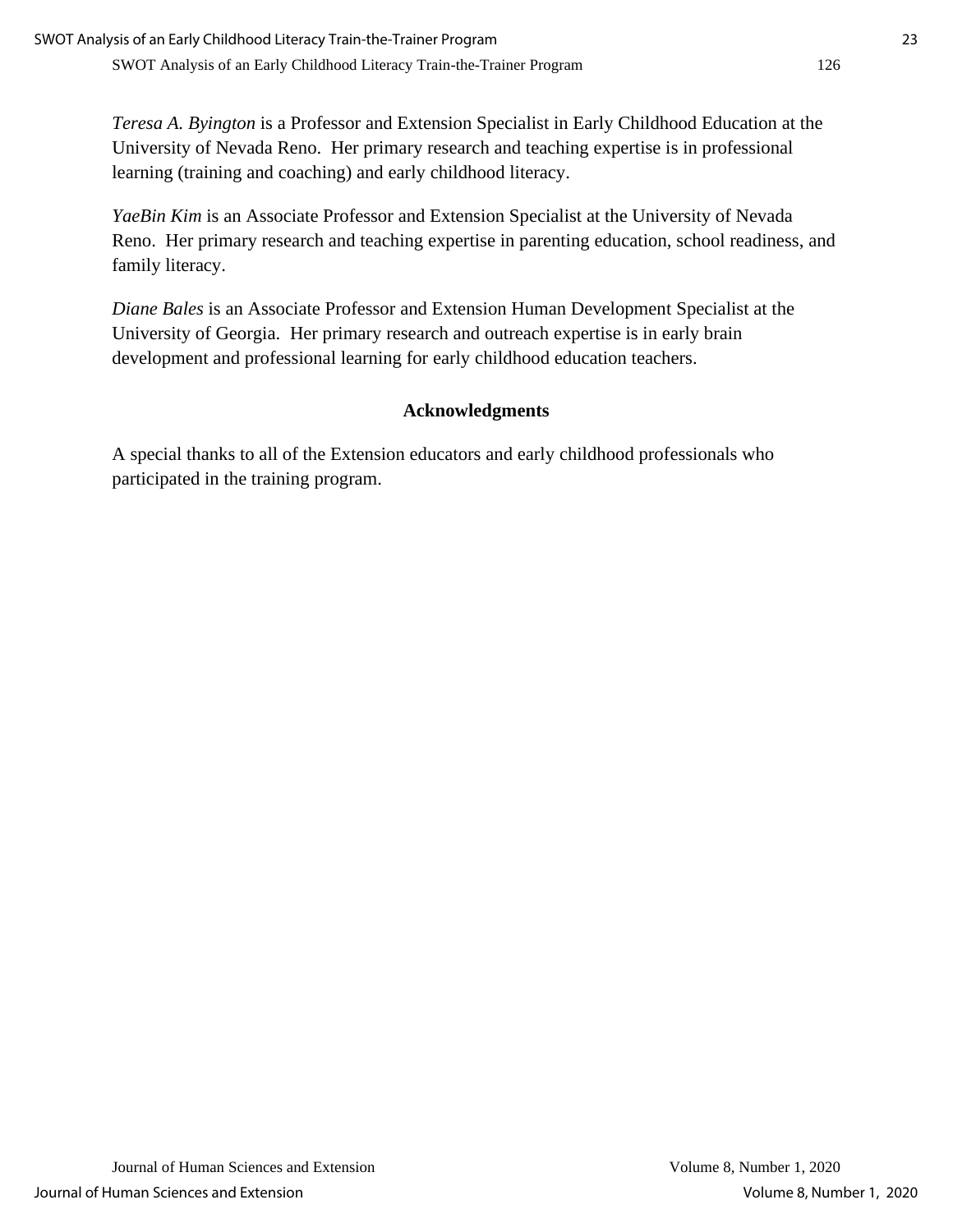*Teresa A. Byington* is a Professor and Extension Specialist in Early Childhood Education at the University of Nevada Reno. Her primary research and teaching expertise is in professional learning (training and coaching) and early childhood literacy.

*YaeBin Kim* is an Associate Professor and Extension Specialist at the University of Nevada Reno. Her primary research and teaching expertise in parenting education, school readiness, and family literacy.

*Diane Bales* is an Associate Professor and Extension Human Development Specialist at the University of Georgia. Her primary research and outreach expertise is in early brain development and professional learning for early childhood education teachers.

## Acknowledgments

A special thanks to all of the Extension educators and early childhood professionals who participated in the training program.